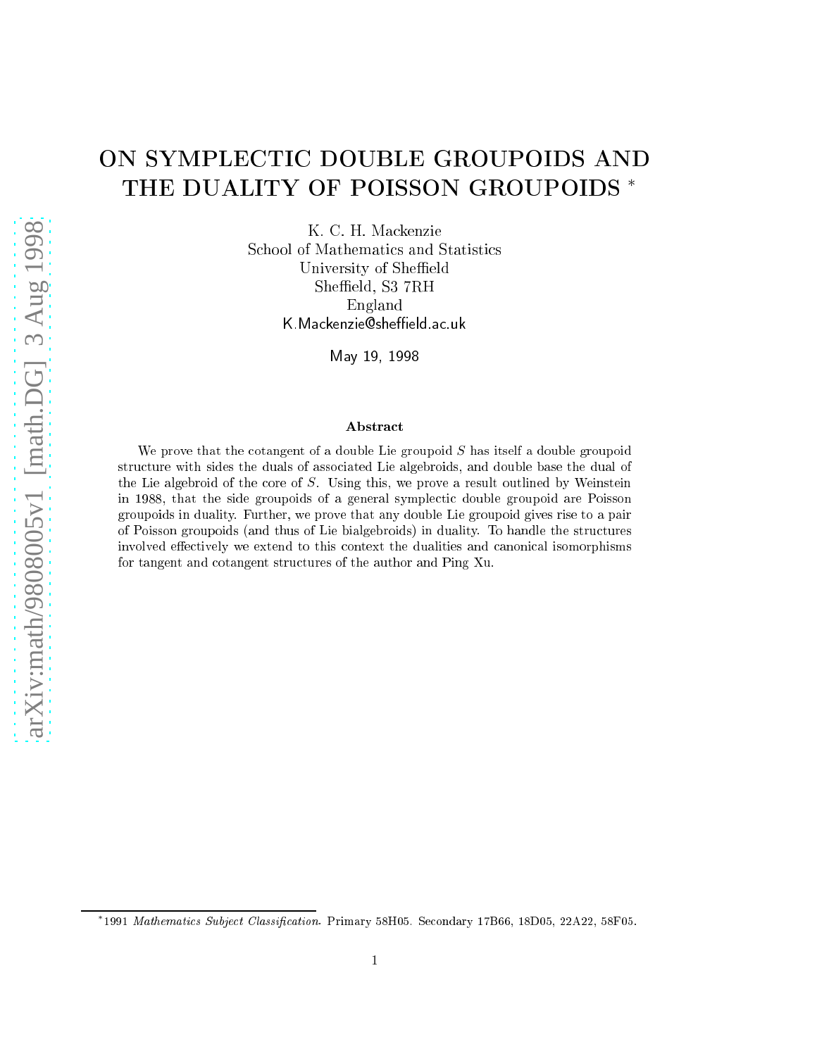# ON SYMPLECTIC DOUBLE GROUPOIDS AND THE DUALITY OF POISSON GROUPOIDS *

K. C. H. Mackenzie
School of Mathematics and Statistics
University of Sheffield
Sheffield, S3 7RH
England
K.Mackenzie@sheffield.ac.uk

May 19, 1998

### Abstract

We prove that the cotangent of a double Lie groupoid $S$ has itself a double groupoid structure with sides the duals of associated Lie algebroids, and double base the dual of the Lie algebroid of the core of $S$. Using this, we prove a result outlined by Weinstein in 1988, that the side groupoids of a general symplectic double groupoid are Poisson groupoids in duality. Further, we prove that any double Lie groupoid gives rise to a pair of Poisson groupoids (and thus of Lie bialgebroids) in duality. To handle the structures involved effectively we extend to this context the dualities and canonical isomorphisms for tangent and cotangent structures of the author and Ping Xu.

---

*1991 *Mathematics Subject Classification*. Primary 58H05. Secondary 17B66, 18D05, 22A22, 58F05.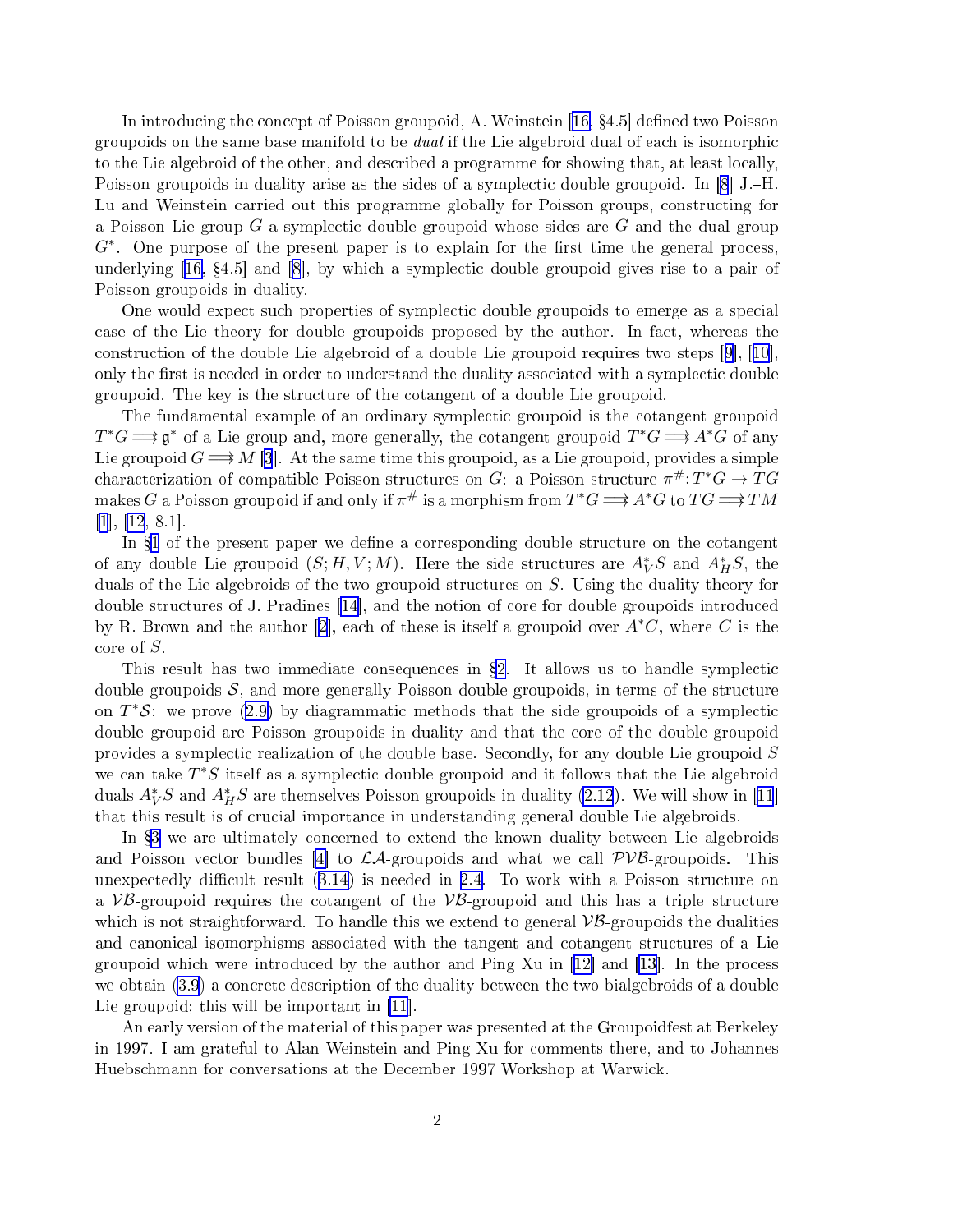In introducing the concept of Poisson groupoid, A. Weinstein [16, §4.5] defined two Poisson groupoids on the same base manifold to be *dual* if the Lie algebroid dual of each is isomorphic to the Lie algebroid of the other, and described a programme for showing that, at least locally, Poisson groupoids in duality arise as the sides of a symplectic double groupoid. In [8] J.–H. Lu and Weinstein carried out this programme globally for Poisson groups, constructing for a Poisson Lie group $G$ a symplectic double groupoid whose sides are $G$ and the dual group $G^*$. One purpose of the present paper is to explain for the first time the general process, underlying [16, §4.5] and [8], by which a symplectic double groupoid gives rise to a pair of Poisson groupoids in duality.

One would expect such properties of symplectic double groupoids to emerge as a special case of the Lie theory for double groupoids proposed by the author. In fact, whereas the construction of the double Lie algebroid of a double Lie groupoid requires two steps [9], [10], only the first is needed in order to understand the duality associated with a symplectic double groupoid. The key is the structure of the cotangent of a double Lie groupoid.

The fundamental example of an ordinary symplectic groupoid is the cotangent groupoid $T^*G \rightrightarrows \mathfrak{g}^*$ of a Lie group and, more generally, the cotangent groupoid $T^*G \rightrightarrows A^*G$ of any Lie groupoid $G \rightrightarrows M$ [3]. At the same time this groupoid, as a Lie groupoid, provides a simple characterization of compatible Poisson structures on $G$: a Poisson structure $\pi^{\#}\colon T^*G \to TG$ makes $G$ a Poisson groupoid if and only if $\pi^{\#}$ is a morphism from $T^*G \rightrightarrows A^*G$ to $TG \rightrightarrows TM$ [1], [12, 8.1].

In §1 of the present paper we define a corresponding double structure on the cotangent of any double Lie groupoid $(S; H, V; M)$. Here the side structures are $A^*_V S$ and $A^*_H S$, the duals of the Lie algebroids of the two groupoid structures on $S$. Using the duality theory for double structures of J. Pradines [14], and the notion of core for double groupoids introduced by R. Brown and the author [2], each of these is itself a groupoid over $A^*C$, where $C$ is the core of $S$.

This result has two immediate consequences in §2. It allows us to handle symplectic double groupoids $\mathcal{S}$, and more generally Poisson double groupoids, in terms of the structure on $T^*\mathcal{S}$: we prove (2.9) by diagrammatic methods that the side groupoids of a symplectic double groupoid are Poisson groupoids in duality and that the core of the double groupoid provides a symplectic realization of the double base. Secondly, for any double Lie groupoid $S$ we can take $T^*S$ itself as a symplectic double groupoid and it follows that the Lie algebroid duals $A^*_V S$ and $A^*_H S$ are themselves Poisson groupoids in duality (2.12). We will show in [11] that this result is of crucial importance in understanding general double Lie algebroids.

In §3 we are ultimately concerned to extend the known duality between Lie algebroids and Poisson vector bundles [4] to $\mathcal{LA}$-groupoids and what we call $\mathcal{PVB}$-groupoids. This unexpectedly difficult result (3.14) is needed in 2.4. To work with a Poisson structure on a $\mathcal{VB}$-groupoid requires the cotangent of the $\mathcal{VB}$-groupoid and this has a triple structure which is not straightforward. To handle this we extend to general $\mathcal{VB}$-groupoids the dualities and canonical isomorphisms associated with the tangent and cotangent structures of a Lie groupoid which were introduced by the author and Ping Xu in [12] and [13]. In the process we obtain (3.9) a concrete description of the duality between the two bialgebroids of a double Lie groupoid; this will be important in [11].

An early version of the material of this paper was presented at the Groupoidfest at Berkeley in 1997. I am grateful to Alan Weinstein and Ping Xu for comments there, and to Johannes Huebschmann for conversations at the December 1997 Workshop at Warwick.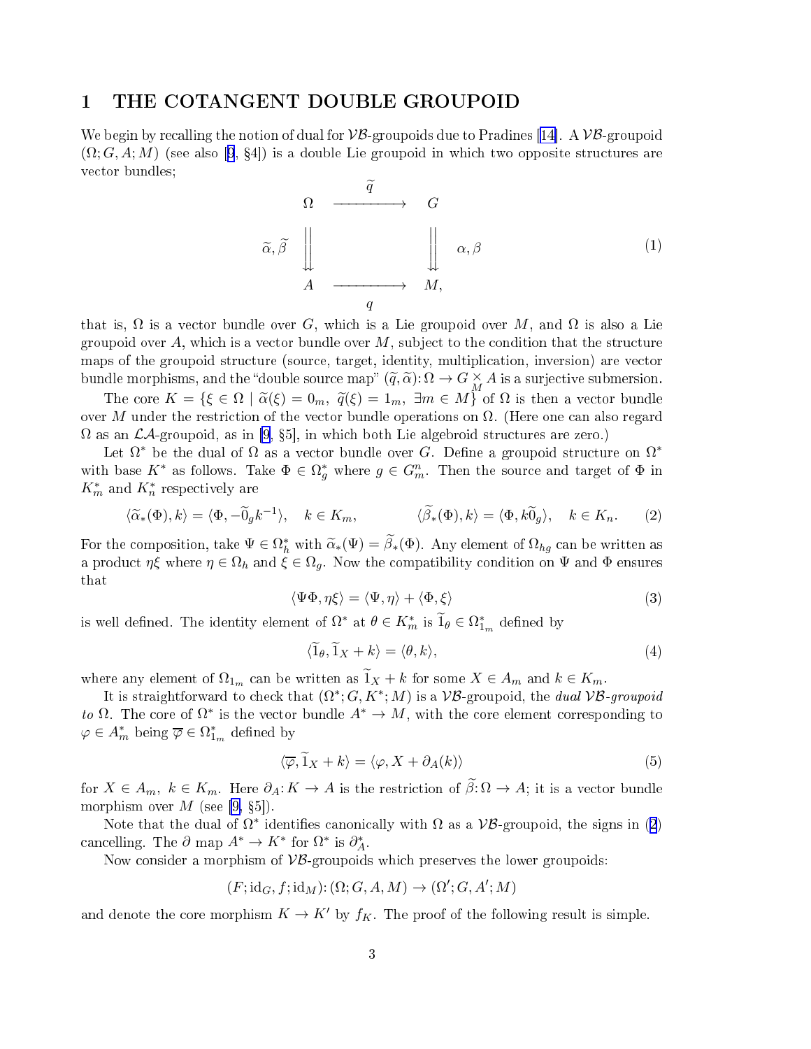# 1 THE COTANGENT DOUBLE GROUPOID

We begin by recalling the notion of dual for $\mathcal{VB}$-groupoids due to Pradines [14]. A $\mathcal{VB}$-groupoid $(\Omega; G, A; M)$ (see also [9, §4]) is a double Lie groupoid in which two opposite structures are vector bundles;

$$
\begin{array}{ccc}
\Omega & \xrightarrow{\ \widetilde{q}\ } & G \\
\widetilde{\alpha}, \widetilde{\beta} \ \Big\downarrow\Big\downarrow & & \Big\downarrow\Big\downarrow \ \alpha, \beta \\
A & \xrightarrow[\ q\ ]{} & M,
\end{array}
\tag{1}
$$

that is, $\Omega$ is a vector bundle over $G$, which is a Lie groupoid over $M$, and $\Omega$ is also a Lie groupoid over $A$, which is a vector bundle over $M$, subject to the condition that the structure maps of the groupoid structure (source, target, identity, multiplication, inversion) are vector bundle morphisms, and the "double source map" $(\widetilde{q}, \widetilde{\alpha})\colon \Omega \to G \times_M A$ is a surjective submersion.

The core $K = \{\xi \in \Omega \mid \widetilde{\alpha}(\xi) = 0_m,\ \widetilde{q}(\xi) = 1_m,\ \exists m \in M\}$ of $\Omega$ is then a vector bundle over $M$ under the restriction of the vector bundle operations on $\Omega$. (Here one can also regard $\Omega$ as an $\mathcal{LA}$-groupoid, as in [9, §5], in which both Lie algebroid structures are zero.)

Let $\Omega^*$ be the dual of $\Omega$ as a vector bundle over $G$. Define a groupoid structure on $\Omega^*$ with base $K^*$ as follows. Take $\Phi \in \Omega^*_g$ where $g \in G^n_m$. Then the source and target of $\Phi$ in $K^*_m$ and $K^*_n$ respectively are

$$
\langle \widetilde{\alpha}_*(\Phi), k\rangle = \langle \Phi, -\widetilde{0}_g k^{-1}\rangle, \quad k \in K_m, \qquad\qquad \langle \widetilde{\beta}_*(\Phi), k\rangle = \langle \Phi, k\widetilde{0}_g\rangle, \quad k \in K_n. \tag{2}
$$

For the composition, take $\Psi \in \Omega^*_h$ with $\widetilde{\alpha}_*(\Psi) = \widetilde{\beta}_*(\Phi)$. Any element of $\Omega_{hg}$ can be written as a product $\eta\xi$ where $\eta \in \Omega_h$ and $\xi \in \Omega_g$. Now the compatibility condition on $\Psi$ and $\Phi$ ensures that

$$
\langle \Psi\Phi, \eta\xi\rangle = \langle \Psi, \eta\rangle + \langle \Phi, \xi\rangle \tag{3}
$$

is well defined. The identity element of $\Omega^*$ at $\theta \in K^*_m$ is $\widetilde{1}_\theta \in \Omega^*_{1_m}$ defined by

$$
\langle \widetilde{1}_\theta, \widetilde{1}_X + k\rangle = \langle \theta, k\rangle, \tag{4}
$$

where any element of $\Omega_{1_m}$ can be written as $\widetilde{1}_X + k$ for some $X \in A_m$ and $k \in K_m$.

It is straightforward to check that $(\Omega^*; G, K^*; M)$ is a $\mathcal{VB}$-groupoid, the *dual $\mathcal{VB}$-groupoid to* $\Omega$. The core of $\Omega^*$ is the vector bundle $A^* \to M$, with the core element corresponding to $\varphi \in A^*_m$ being $\overline{\varphi} \in \Omega^*_{1_m}$ defined by

$$
\langle \overline{\varphi}, \widetilde{1}_X + k\rangle = \langle \varphi, X + \partial_A(k)\rangle \tag{5}
$$

for $X \in A_m$, $k \in K_m$. Here $\partial_A\colon K \to A$ is the restriction of $\widetilde{\beta}\colon \Omega \to A$; it is a vector bundle morphism over $M$ (see [9, §5]).

Note that the dual of $\Omega^*$ identifies canonically with $\Omega$ as a $\mathcal{VB}$-groupoid, the signs in (2) cancelling. The $\partial$ map $A^* \to K^*$ for $\Omega^*$ is $\partial^*_A$.

Now consider a morphism of $\mathcal{VB}$-groupoids which preserves the lower groupoids:

$$
(F; \mathrm{id}_G, f; \mathrm{id}_M)\colon (\Omega; G, A, M) \to (\Omega'; G, A'; M)
$$

and denote the core morphism $K \to K'$ by $f_K$. The proof of the following result is simple.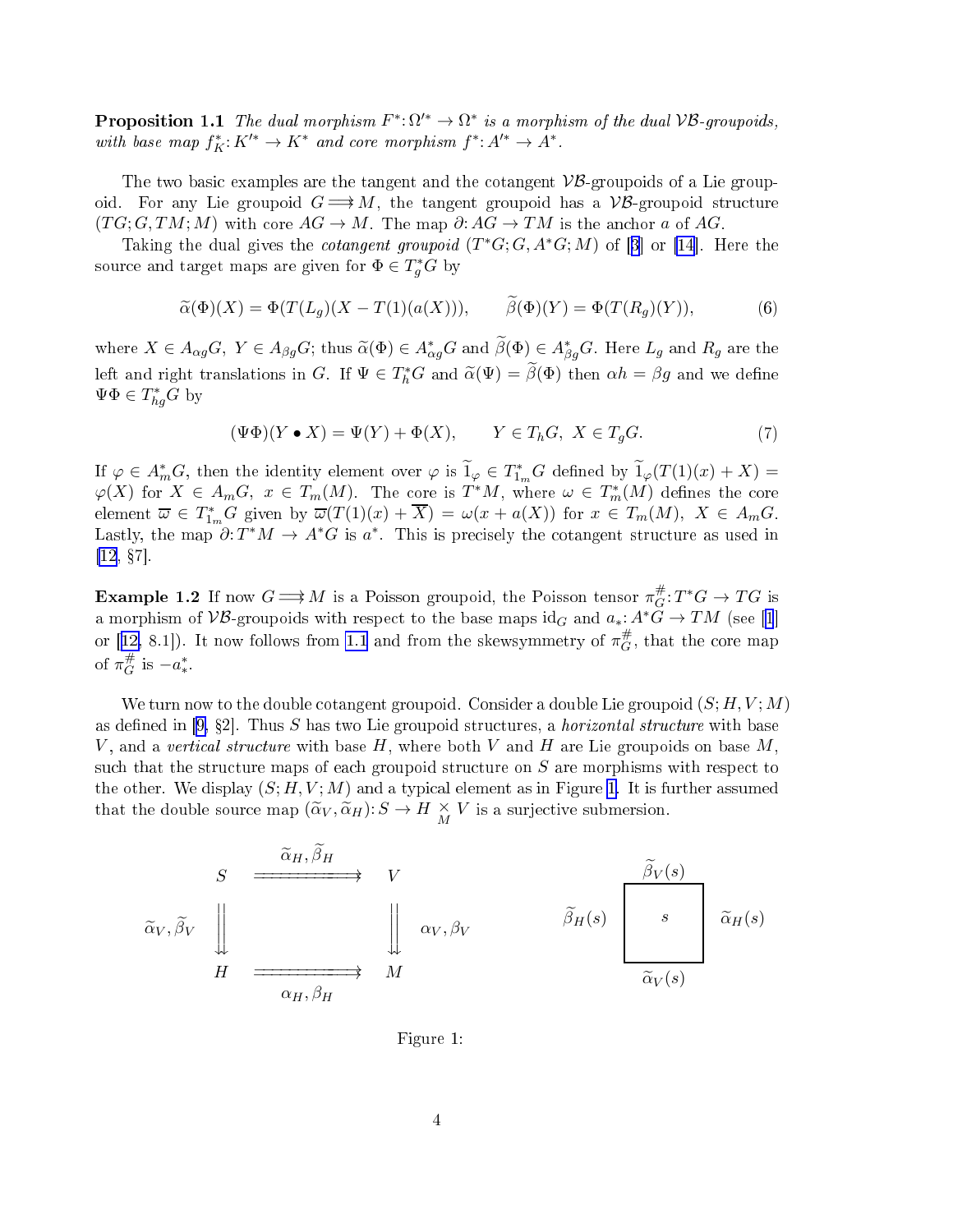**Proposition 1.1** *The dual morphism $F^*: \Omega'^* \to \Omega^*$ is a morphism of the dual $\mathcal{VB}$-groupoids, with base map $f_K^*: K'^* \to K^*$ and core morphism $f^*: A'^* \to A^*$.*

The two basic examples are the tangent and the cotangent $\mathcal{VB}$-groupoids of a Lie groupoid. For any Lie groupoid $G \rightrightarrows M$, the tangent groupoid has a $\mathcal{VB}$-groupoid structure $(TG; G, TM; M)$ with core $AG \to M$. The map $\partial: AG \to TM$ is the anchor $a$ of $AG$.

Taking the dual gives the *cotangent groupoid* $(T^*G; G, A^*G; M)$ of [3] or [14]. Here the source and target maps are given for $\Phi \in T^*_g G$ by

$$\widetilde{\alpha}(\Phi)(X) = \Phi(T(L_g)(X - T(1)(a(X)))), \qquad \widetilde{\beta}(\Phi)(Y) = \Phi(T(R_g)(Y)), \tag{6}$$

where $X \in A_{\alpha g}G$, $Y \in A_{\beta g}G$; thus $\widetilde{\alpha}(\Phi) \in A^*_{\alpha g}G$ and $\widetilde{\beta}(\Phi) \in A^*_{\beta g}G$. Here $L_g$ and $R_g$ are the left and right translations in $G$. If $\Psi \in T^*_h G$ and $\widetilde{\alpha}(\Psi) = \widetilde{\beta}(\Phi)$ then $\alpha h = \beta g$ and we define $\Psi\Phi \in T^*_{hg}G$ by

$$(\Psi\Phi)(Y \bullet X) = \Psi(Y) + \Phi(X), \qquad Y \in T_h G,\ X \in T_g G. \tag{7}$$

If $\varphi \in A^*_m G$, then the identity element over $\varphi$ is $\widetilde{1}_\varphi \in T^*_{1_m}G$ defined by $\widetilde{1}_\varphi(T(1)(x) + X) = \varphi(X)$ for $X \in A_m G$, $x \in T_m(M)$. The core is $T^*M$, where $\omega \in T^*_m(M)$ defines the core element $\overline{\omega} \in T^*_{1_m}G$ given by $\overline{\omega}(T(1)(x) + \overline{X}) = \omega(x + a(X))$ for $x \in T_m(M)$, $X \in A_m G$. Lastly, the map $\partial: T^*M \to A^*G$ is $a^*$. This is precisely the cotangent structure as used in [12, §7].

**Example 1.2** If now $G \rightrightarrows M$ is a Poisson groupoid, the Poisson tensor $\pi^\#_G: T^*G \to TG$ is a morphism of $\mathcal{VB}$-groupoids with respect to the base maps $\mathrm{id}_G$ and $a_*: A^*G \to TM$ (see [1] or [12, 8.1]). It now follows from 1.1 and from the skewsymmetry of $\pi^\#_G$, that the core map of $\pi^\#_G$ is $-a^*_*$.

We turn now to the double cotangent groupoid. Consider a double Lie groupoid $(S; H, V; M)$ as defined in [9, §2]. Thus $S$ has two Lie groupoid structures, a *horizontal structure* with base $V$, and a *vertical structure* with base $H$, where both $V$ and $H$ are Lie groupoids on base $M$, such that the structure maps of each groupoid structure on $S$ are morphisms with respect to the other. We display $(S; H, V; M)$ and a typical element as in Figure 1. It is further assumed that the double source map $(\widetilde{\alpha}_V, \widetilde{\alpha}_H): S \to H \underset{M}{\times} V$ is a surjective submersion.

$$\begin{array}{ccc}
S & \overset{\widetilde{\alpha}_H,\, \widetilde{\beta}_H}{\rightrightarrows} & V \\
{\scriptstyle \widetilde{\alpha}_V,\, \widetilde{\beta}_V} \downdownarrows & & \downdownarrows {\scriptstyle \alpha_V,\, \beta_V} \\
H & \underset{\alpha_H,\, \beta_H}{\rightrightarrows} & M
\end{array}
\qquad\qquad
\begin{array}{ccc}
 & \widetilde{\beta}_V(s) & \\
\widetilde{\beta}_H(s) & \boxed{\ s\ } & \widetilde{\alpha}_H(s) \\
 & \widetilde{\alpha}_V(s) &
\end{array}$$

Figure 1: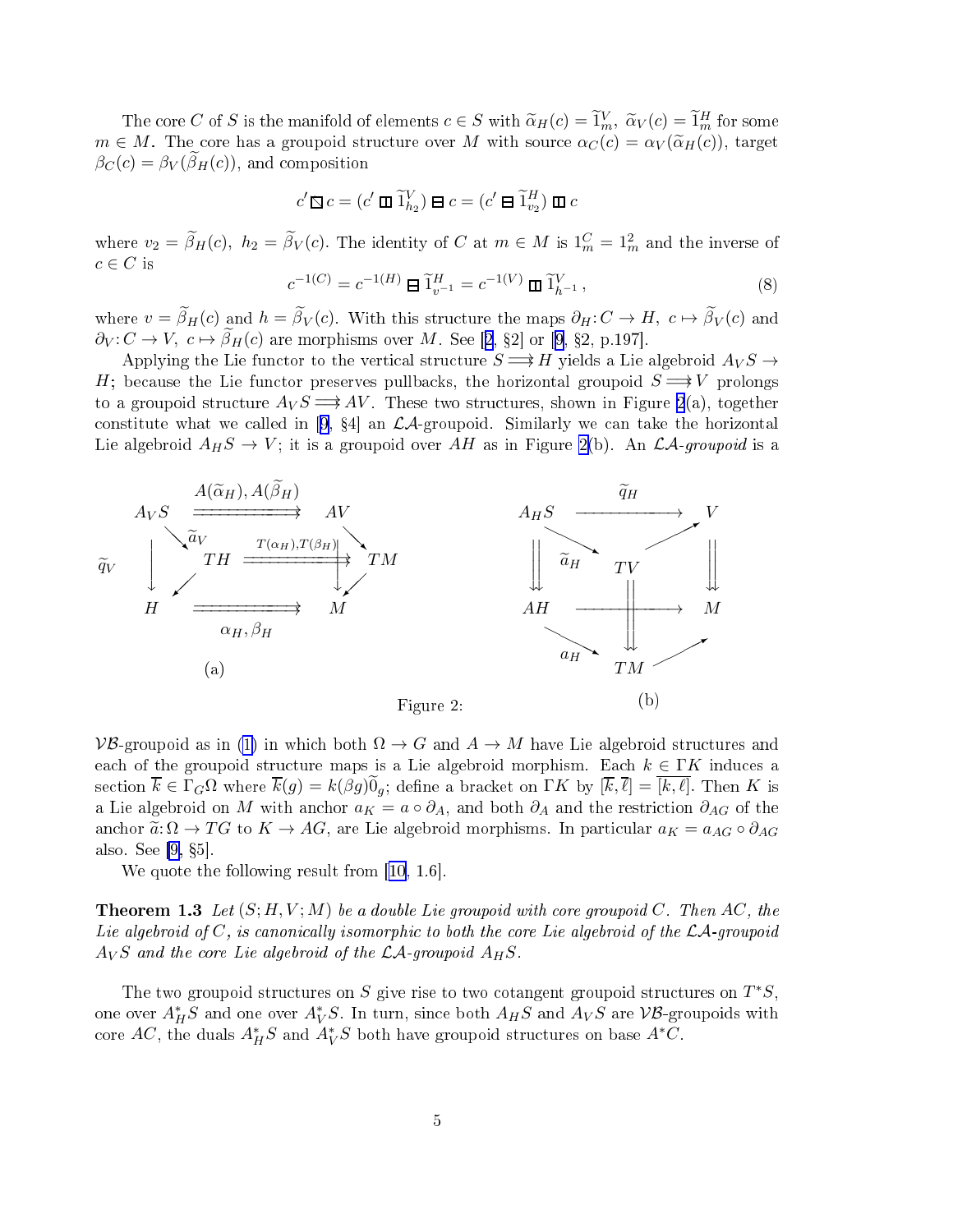The core $C$ of $S$ is the manifold of elements $c \in S$ with $\widetilde{\alpha}_H(c) = \widetilde{1}^V_m$, $\widetilde{\alpha}_V(c) = \widetilde{1}^H_m$ for some $m \in M$. The core has a groupoid structure over $M$ with source $\alpha_C(c) = \alpha_V(\widetilde{\alpha}_H(c))$, target $\beta_C(c) = \beta_V(\widetilde{\beta}_H(c))$, and composition

$$c' \boxslash c = (c' \boxbar \widetilde{1}^V_{h_2}) \boxminus c = (c' \boxminus \widetilde{1}^H_{v_2}) \boxbar c$$

where $v_2 = \widetilde{\beta}_H(c)$, $h_2 = \widetilde{\beta}_V(c)$. The identity of $C$ at $m \in M$ is $1^C_m = 1^2_m$ and the inverse of $c \in C$ is

$$c^{-1(C)} = c^{-1(H)} \boxminus \widetilde{1}^H_{v^{-1}} = c^{-1(V)} \boxbar \widetilde{1}^V_{h^{-1}}\,, \tag{8}$$

where $v = \widetilde{\beta}_H(c)$ and $h = \widetilde{\beta}_V(c)$. With this structure the maps $\partial_H\colon C \to H$, $c \mapsto \widetilde{\beta}_V(c)$ and $\partial_V\colon C \to V$, $c \mapsto \widetilde{\beta}_H(c)$ are morphisms over $M$. See [2, §2] or [9, §2, p.197].

Applying the Lie functor to the vertical structure $S \Longrightarrow H$ yields a Lie algebroid $A_V S \to H$; because the Lie functor preserves pullbacks, the horizontal groupoid $S \Longrightarrow V$ prolongs to a groupoid structure $A_V S \Longrightarrow AV$. These two structures, shown in Figure 2(a), together constitute what we called in [9, §4] an $\mathcal{LA}$-groupoid. Similarly we can take the horizontal Lie algebroid $A_H S \to V$; it is a groupoid over $AH$ as in Figure 2(b). An *$\mathcal{LA}$-groupoid* is a

$$\begin{array}{ccc} A_VS & \overset{A(\widetilde{\alpha}_H),\,A(\widetilde{\beta}_H)}{\Longrightarrow} & AV \\ {\scriptstyle \widetilde{q}_V}\downarrow & & \downarrow \\ H & \underset{\alpha_H,\,\beta_H}{\Longrightarrow} & M \end{array} \qquad \widetilde{a}_V\colon A_VS \to TH, \quad TH \overset{T(\alpha_H),T(\beta_H)}{\Longrightarrow} TM$$

(a)

$$\begin{array}{ccc} A_HS & \overset{\widetilde{q}_H}{\longrightarrow} & V \\ \Downarrow & & \Downarrow \\ AH & \longrightarrow & M \end{array} \qquad \widetilde{a}_H\colon A_HS \to TV, \quad a_H\colon AH \to TM, \quad TV \Longrightarrow TM$$

(b)

Figure 2:

$\mathcal{VB}$-groupoid as in (1) in which both $\Omega \to G$ and $A \to M$ have Lie algebroid structures and each of the groupoid structure maps is a Lie algebroid morphism. Each $k \in \Gamma K$ induces a section $\overline{k} \in \Gamma_G \Omega$ where $\overline{k}(g) = k(\beta g)\widetilde{0}_g$; define a bracket on $\Gamma K$ by $[\overline{k}, \overline{\ell}] = \overline{[k, \ell]}$. Then $K$ is a Lie algebroid on $M$ with anchor $a_K = a \circ \partial_A$, and both $\partial_A$ and the restriction $\partial_{AG}$ of the anchor $\widetilde{a}\colon \Omega \to TG$ to $K \to AG$, are Lie algebroid morphisms. In particular $a_K = a_{AG} \circ \partial_{AG}$ also. See [9, §5].

We quote the following result from [10, 1.6].

**Theorem 1.3** *Let $(S; H, V; M)$ be a double Lie groupoid with core groupoid $C$. Then $AC$, the Lie algebroid of $C$, is canonically isomorphic to both the core Lie algebroid of the $\mathcal{LA}$-groupoid $A_V S$ and the core Lie algebroid of the $\mathcal{LA}$-groupoid $A_H S$.*

The two groupoid structures on $S$ give rise to two cotangent groupoid structures on $T^*S$, one over $A^*_H S$ and one over $A^*_V S$. In turn, since both $A_H S$ and $A_V S$ are $\mathcal{VB}$-groupoids with core $AC$, the duals $A^*_H S$ and $A^*_V S$ both have groupoid structures on base $A^*C$.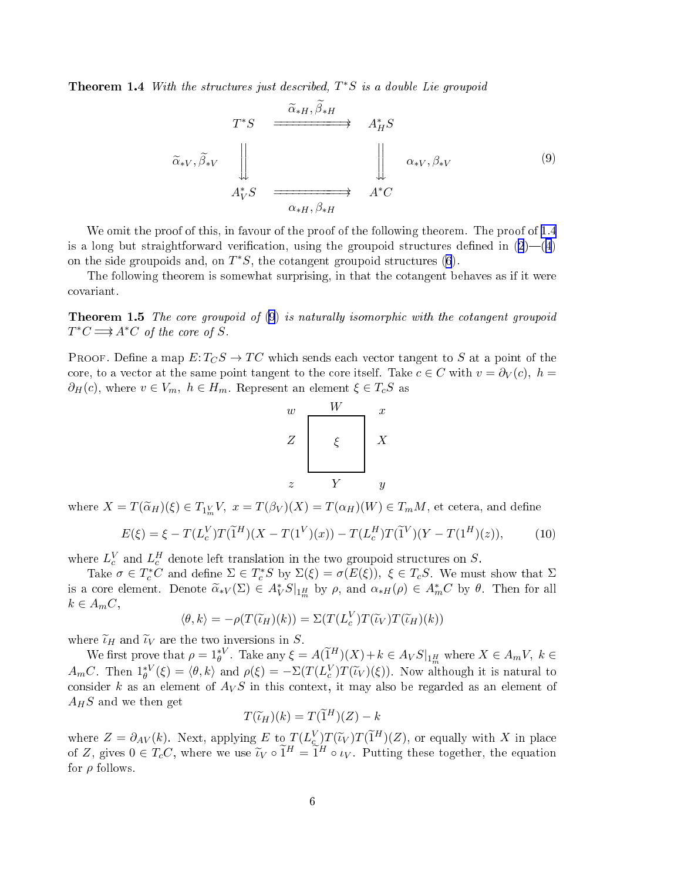**Theorem 1.4** *With the structures just described, $T^*S$ is a double Lie groupoid*

$$
\begin{array}{ccc}
T^*S & \overset{\widetilde{\alpha}_{*H}, \widetilde{\beta}_{*H}}{\Longrightarrow} & A^*_H S \\
\widetilde{\alpha}_{*V}, \widetilde{\beta}_{*V} \Big\Downarrow & & \Big\Downarrow \alpha_{*V}, \beta_{*V} \\
A^*_V S & \underset{\alpha_{*H}, \beta_{*H}}{\Longrightarrow} & A^*C
\end{array}
\tag{9}
$$

We omit the proof of this, in favour of the proof of the following theorem. The proof of 1.4 is a long but straightforward verification, using the groupoid structures defined in (2)—(4) on the side groupoids and, on $T^*S$, the cotangent groupoid structures (6).

The following theorem is somewhat surprising, in that the cotangent behaves as if it were covariant.

**Theorem 1.5** *The core groupoid of (9) is naturally isomorphic with the cotangent groupoid $T^*C \Longrightarrow A^*C$ of the core of $S$.*

Proof. Define a map $E\colon T_C S \to TC$ which sends each vector tangent to $S$ at a point of the core, to a vector at the same point tangent to the core itself. Take $c \in C$ with $v = \partial_V(c)$, $h = \partial_H(c)$, where $v \in V_m$, $h \in H_m$. Represent an element $\xi \in T_c S$ as

$$
\begin{array}{ccccc}
w & & W & & x \\
 & \boxed{\phantom{xx}} & & & \\
Z & & \xi & & X \\
 & & & & \\
z & & Y & & y
\end{array}
$$

where $X = T(\widetilde{\alpha}_H)(\xi) \in T_{1^V_m} V$, $x = T(\beta_V)(X) = T(\alpha_H)(W) \in T_m M$, et cetera, and define

$$
E(\xi) = \xi - T(L^V_c)T(\widetilde{1}^H)(X - T(1^V)(x)) - T(L^H_c)T(\widetilde{1}^V)(Y - T(1^H)(z)),
\tag{10}
$$

where $L^V_c$ and $L^H_c$ denote left translation in the two groupoid structures on $S$.

Take $\sigma \in T^*_c C$ and define $\Sigma \in T^*_c S$ by $\Sigma(\xi) = \sigma(E(\xi))$, $\xi \in T_c S$. We must show that $\Sigma$ is a core element. Denote $\widetilde{\alpha}_{*V}(\Sigma) \in A^*_V S|_{1^H_m}$ by $\rho$, and $\alpha_{*H}(\rho) \in A^*_m C$ by $\theta$. Then for all $k \in A_m C$,

$$
\langle \theta, k \rangle = -\rho(T(\widetilde{\iota}_H)(k)) = \Sigma(T(L^V_c)T(\widetilde{\iota}_V)T(\widetilde{\iota}_H)(k))
$$

where $\widetilde{\iota}_H$ and $\widetilde{\iota}_V$ are the two inversions in $S$.

We first prove that $\rho = 1^{*V}_\theta$. Take any $\xi = A(\widetilde{1}^H)(X) + k \in A_V S|_{1^H_m}$ where $X \in A_m V$, $k \in A_m C$. Then $1^{*V}_\theta(\xi) = \langle \theta, k \rangle$ and $\rho(\xi) = -\Sigma(T(L^V_c)T(\widetilde{\iota}_V)(\xi))$. Now although it is natural to consider $k$ as an element of $A_V S$ in this context, it may also be regarded as an element of $A_H S$ and we then get

$$
T(\widetilde{\iota}_H)(k) = T(\widetilde{1}^H)(Z) - k
$$

where $Z = \partial_{AV}(k)$. Next, applying $E$ to $T(L^V_c)T(\widetilde{\iota}_V)T(\widetilde{1}^H)(Z)$, or equally with $X$ in place of $Z$, gives $0 \in T_c C$, where we use $\widetilde{\iota}_V \circ \widetilde{1}^H = \widetilde{1}^H \circ \iota_V$. Putting these together, the equation for $\rho$ follows.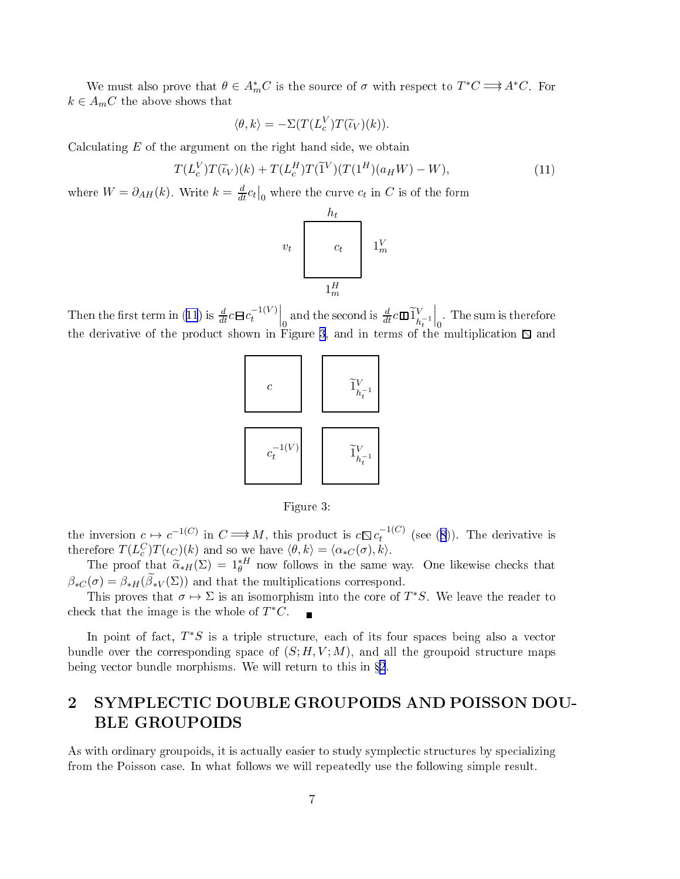We must also prove that $\theta \in A^*_m C$ is the source of $\sigma$ with respect to $T^*C \Longrightarrow A^*C$. For $k \in A_m C$ the above shows that

$$\langle \theta, k\rangle = -\Sigma(T(L^V_c)T(\widetilde{\iota}_V)(k)).$$

Calculating $E$ of the argument on the right hand side, we obtain

$$T(L^V_c)T(\widetilde{\iota}_V)(k) + T(L^H_c)T(\widetilde{1}^V)(T(1^H)(a_H W) - W), \tag{11}$$

where $W = \partial_{AH}(k)$. Write $k = \frac{d}{dt}c_t\big|_0$ where the curve $c_t$ in $C$ is of the form

$$\begin{array}{ccc} & h_t & \\ v_t & \boxed{\;c_t\;} & 1^V_m \\ & 1^H_m & \end{array}$$

Then the first term in (11) is $\frac{d}{dt}c \boxminus c_t^{-1(V)}\Big|_0$ and the second is $\frac{d}{dt}c \,\square\, \widetilde{1}^V_{h_t^{-1}}\Big|_0$. The sum is therefore the derivative of the product shown in Figure 3, and in terms of the multiplication $\boxslash$ and

$$\begin{array}{cc} \boxed{\;c\;} & \boxed{\;\widetilde{1}^V_{h_t^{-1}}\;} \\ \boxed{\;c_t^{-1(V)}\;} & \boxed{\;\widetilde{1}^V_{h_t^{-1}}\;} \end{array}$$

Figure 3:

the inversion $c \mapsto c^{-1(C)}$ in $C \Longrightarrow M$, this product is $c \boxslash c_t^{-1(C)}$ (see (8)). The derivative is therefore $T(L^C_c)T(\iota_C)(k)$ and so we have $\langle \theta, k\rangle = \langle \alpha_{*C}(\sigma), k\rangle$.

The proof that $\widetilde{\alpha}_{*H}(\Sigma) = 1^{*H}_\theta$ now follows in the same way. One likewise checks that $\beta_{*C}(\sigma) = \beta_{*H}(\widetilde{\beta}_{*V}(\Sigma))$ and that the multiplications correspond.

This proves that $\sigma \mapsto \Sigma$ is an isomorphism into the core of $T^*S$. We leave the reader to check that the image is the whole of $T^*C$. ∎

In point of fact, $T^*S$ is a triple structure, each of its four spaces being also a vector bundle over the corresponding space of $(S; H, V; M)$, and all the groupoid structure maps being vector bundle morphisms. We will return to this in §2.

## 2 SYMPLECTIC DOUBLE GROUPOIDS AND POISSON DOUBLE GROUPOIDS

As with ordinary groupoids, it is actually easier to study symplectic structures by specializing from the Poisson case. In what follows we will repeatedly use the following simple result.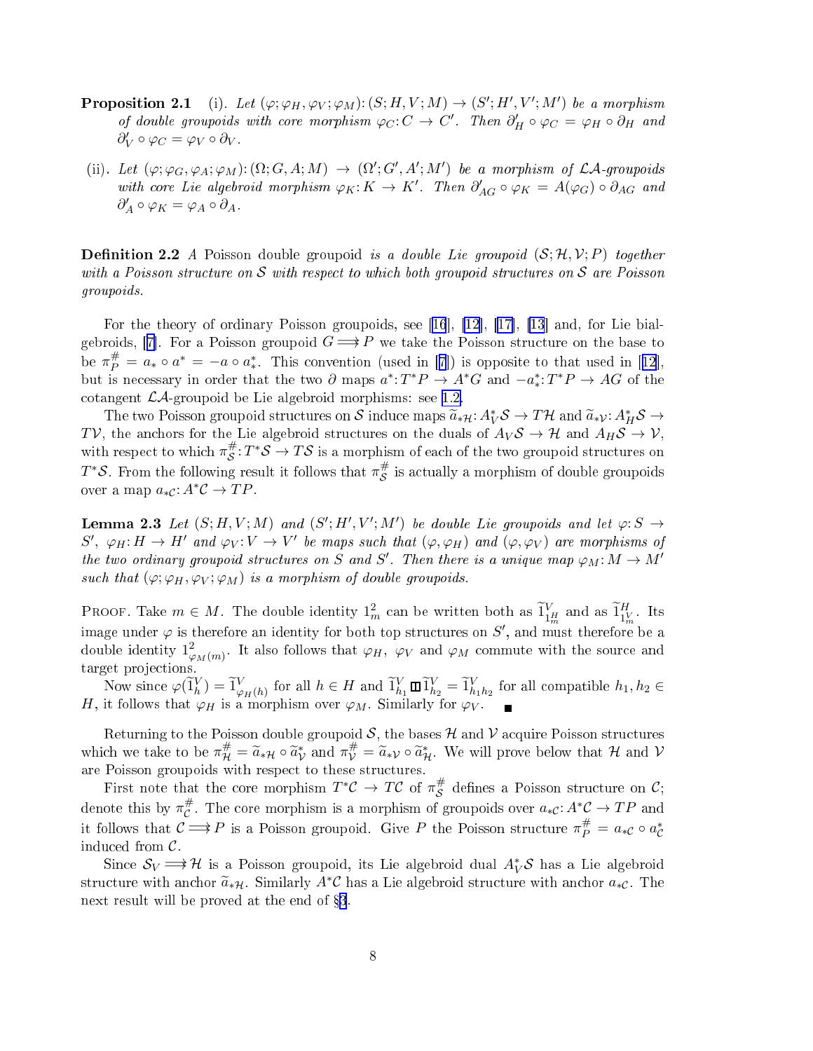**Proposition 2.1** (i). *Let $(\varphi; \varphi_H, \varphi_V; \varphi_M) \colon (S; H, V; M) \to (S'; H', V'; M')$ be a morphism of double groupoids with core morphism $\varphi_C \colon C \to C'$. Then $\partial'_H \circ \varphi_C = \varphi_H \circ \partial_H$ and $\partial'_V \circ \varphi_C = \varphi_V \circ \partial_V$.*

(ii). *Let $(\varphi; \varphi_G, \varphi_A; \varphi_M) \colon (\Omega; G, A; M) \to (\Omega'; G', A'; M')$ be a morphism of $\mathcal{LA}$-groupoids with core Lie algebroid morphism $\varphi_K \colon K \to K'$. Then $\partial'_{AG} \circ \varphi_K = A(\varphi_G) \circ \partial_{AG}$ and $\partial'_A \circ \varphi_K = \varphi_A \circ \partial_A$.*

**Definition 2.2** *A* Poisson double groupoid *is a double Lie groupoid $(\mathcal{S}; \mathcal{H}, \mathcal{V}; P)$ together with a Poisson structure on $\mathcal{S}$ with respect to which both groupoid structures on $\mathcal{S}$ are Poisson groupoids.*

For the theory of ordinary Poisson groupoids, see [16], [12], [17], [13] and, for Lie bialgebroids, [7]. For a Poisson groupoid $G \rightrightarrows P$ we take the Poisson structure on the base to be $\pi^\#_P = a_* \circ a^* = -a \circ a^*_*$. This convention (used in [7]) is opposite to that used in [12], but is necessary in order that the two $\partial$ maps $a^* \colon T^*P \to A^*G$ and $-a^*_* \colon T^*P \to AG$ of the cotangent $\mathcal{LA}$-groupoid be Lie algebroid morphisms: see 1.2.

The two Poisson groupoid structures on $\mathcal{S}$ induce maps $\widetilde{a}_{*\mathcal{H}} \colon A^*_V\mathcal{S} \to T\mathcal{H}$ and $\widetilde{a}_{*\mathcal{V}} \colon A^*_H\mathcal{S} \to T\mathcal{V}$, the anchors for the Lie algebroid structures on the duals of $A_V\mathcal{S} \to \mathcal{H}$ and $A_H\mathcal{S} \to \mathcal{V}$, with respect to which $\pi^\#_{\mathcal{S}} \colon T^*\mathcal{S} \to T\mathcal{S}$ is a morphism of each of the two groupoid structures on $T^*\mathcal{S}$. From the following result it follows that $\pi^\#_{\mathcal{S}}$ is actually a morphism of double groupoids over a map $a_{*\mathcal{C}} \colon A^*\mathcal{C} \to TP$.

**Lemma 2.3** *Let $(S; H, V; M)$ and $(S'; H', V'; M')$ be double Lie groupoids and let $\varphi \colon S \to S'$, $\varphi_H \colon H \to H'$ and $\varphi_V \colon V \to V'$ be maps such that $(\varphi, \varphi_H)$ and $(\varphi, \varphi_V)$ are morphisms of the two ordinary groupoid structures on $S$ and $S'$. Then there is a unique map $\varphi_M \colon M \to M'$ such that $(\varphi; \varphi_H, \varphi_V; \varphi_M)$ is a morphism of double groupoids.*

PROOF. Take $m \in M$. The double identity $1^2_m$ can be written both as $\widetilde{1}^V_{1^H_m}$ and as $\widetilde{1}^H_{1^V_m}$. Its image under $\varphi$ is therefore an identity for both top structures on $S'$, and must therefore be a double identity $1^2_{\varphi_M(m)}$. It also follows that $\varphi_H$, $\varphi_V$ and $\varphi_M$ commute with the source and target projections.

Now since $\varphi(\widetilde{1}^V_h) = \widetilde{1}^V_{\varphi_H(h)}$ for all $h \in H$ and $\widetilde{1}^V_{h_1} \boxminus \widetilde{1}^V_{h_2} = \widetilde{1}^V_{h_1 h_2}$ for all compatible $h_1, h_2 \in H$, it follows that $\varphi_H$ is a morphism over $\varphi_M$. Similarly for $\varphi_V$. ∎

Returning to the Poisson double groupoid $\mathcal{S}$, the bases $\mathcal{H}$ and $\mathcal{V}$ acquire Poisson structures which we take to be $\pi^\#_{\mathcal{H}} = \widetilde{a}_{*\mathcal{H}} \circ \widetilde{a}^*_{\mathcal{V}}$ and $\pi^\#_{\mathcal{V}} = \widetilde{a}_{*\mathcal{V}} \circ \widetilde{a}^*_{\mathcal{H}}$. We will prove below that $\mathcal{H}$ and $\mathcal{V}$ are Poisson groupoids with respect to these structures.

First note that the core morphism $T^*\mathcal{C} \to T\mathcal{C}$ of $\pi^\#_{\mathcal{S}}$ defines a Poisson structure on $\mathcal{C}$; denote this by $\pi^\#_{\mathcal{C}}$. The core morphism is a morphism of groupoids over $a_{*\mathcal{C}} \colon A^*\mathcal{C} \to TP$ and it follows that $\mathcal{C} \rightrightarrows P$ is a Poisson groupoid. Give $P$ the Poisson structure $\pi^\#_P = a_{*\mathcal{C}} \circ a^*_{\mathcal{C}}$ induced from $\mathcal{C}$.

Since $\mathcal{S}_V \rightrightarrows \mathcal{H}$ is a Poisson groupoid, its Lie algebroid dual $A^*_V\mathcal{S}$ has a Lie algebroid structure with anchor $\widetilde{a}_{*\mathcal{H}}$. Similarly $A^*\mathcal{C}$ has a Lie algebroid structure with anchor $a_{*\mathcal{C}}$. The next result will be proved at the end of §3.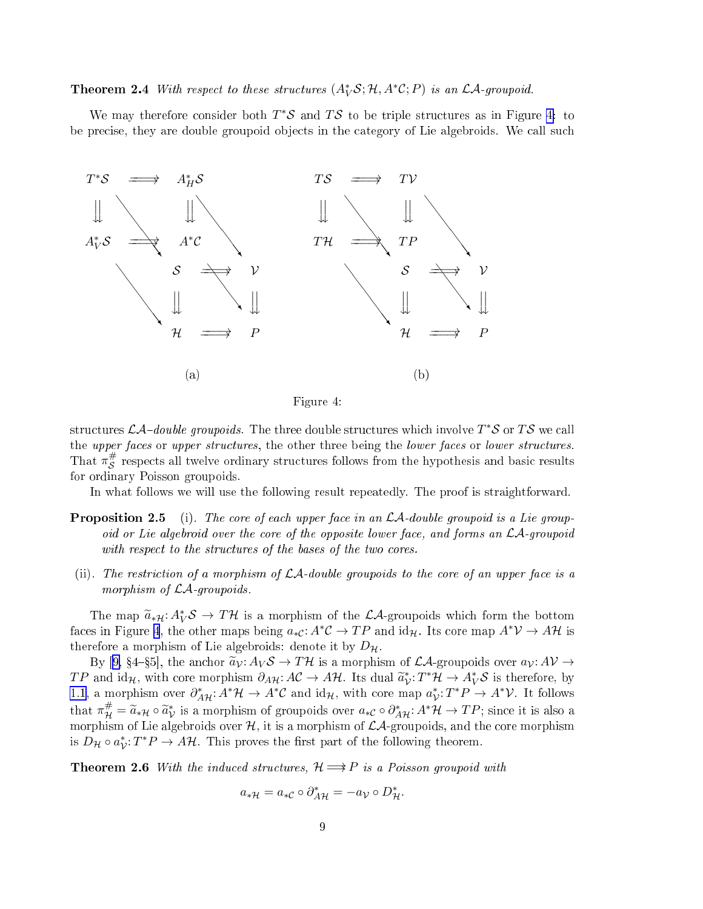**Theorem 2.4** *With respect to these structures $(A^*_V\mathcal{S};\mathcal{H},A^*\mathcal{C};P)$ is an $\mathcal{LA}$-groupoid.*

We may therefore consider both $T^*\mathcal{S}$ and $T\mathcal{S}$ to be triple structures as in Figure 4: to be precise, they are double groupoid objects in the category of Lie algebroids. We call such

Figure 4:

structures *$\mathcal{LA}$–double groupoids*. The three double structures which involve $T^*\mathcal{S}$ or $T\mathcal{S}$ we call the *upper faces* or *upper structures*, the other three being the *lower faces* or *lower structures*. That $\pi^{\#}_{\mathcal{S}}$ respects all twelve ordinary structures follows from the hypothesis and basic results for ordinary Poisson groupoids.

In what follows we will use the following result repeatedly. The proof is straightforward.

**Proposition 2.5** (i). *The core of each upper face in an $\mathcal{LA}$-double groupoid is a Lie groupoid or Lie algebroid over the core of the opposite lower face, and forms an $\mathcal{LA}$-groupoid with respect to the structures of the bases of the two cores.*

(ii). *The restriction of a morphism of $\mathcal{LA}$-double groupoids to the core of an upper face is a morphism of $\mathcal{LA}$-groupoids.*

The map $\widetilde{a}_{*\mathcal{H}}\colon A^*_V\mathcal{S}\to T\mathcal{H}$ is a morphism of the $\mathcal{LA}$-groupoids which form the bottom faces in Figure 4, the other maps being $a_{*\mathcal{C}}\colon A^*\mathcal{C}\to TP$ and $\mathrm{id}_{\mathcal{H}}$. Its core map $A^*\mathcal{V}\to A\mathcal{H}$ is therefore a morphism of Lie algebroids: denote it by $D_{\mathcal{H}}$.

By [9, §4–§5], the anchor $\widetilde{a}_{\mathcal{V}}\colon A_V\mathcal{S}\to T\mathcal{H}$ is a morphism of $\mathcal{LA}$-groupoids over $a_{\mathcal{V}}\colon A\mathcal{V}\to TP$ and $\mathrm{id}_{\mathcal{H}}$, with core morphism $\partial_{A\mathcal{H}}\colon A\mathcal{C}\to A\mathcal{H}$. Its dual $\widetilde{a}^*_{\mathcal{V}}\colon T^*\mathcal{H}\to A^*_V\mathcal{S}$ is therefore, by 1.1, a morphism over $\partial^*_{A\mathcal{H}}\colon A^*\mathcal{H}\to A^*\mathcal{C}$ and $\mathrm{id}_{\mathcal{H}}$, with core map $a^*_{\mathcal{V}}\colon T^*P\to A^*\mathcal{V}$. It follows that $\pi^{\#}_{\mathcal{H}}=\widetilde{a}_{*\mathcal{H}}\circ\widetilde{a}^*_{\mathcal{V}}$ is a morphism of groupoids over $a_{*\mathcal{C}}\circ\partial^*_{A\mathcal{H}}\colon A^*\mathcal{H}\to TP$; since it is also a morphism of Lie algebroids over $\mathcal{H}$, it is a morphism of $\mathcal{LA}$-groupoids, and the core morphism is $D_{\mathcal{H}}\circ a^*_{\mathcal{V}}\colon T^*P\to A\mathcal{H}$. This proves the first part of the following theorem.

**Theorem 2.6** *With the induced structures, $\mathcal{H}\Longrightarrow P$ is a Poisson groupoid with*

$$a_{*\mathcal{H}}=a_{*\mathcal{C}}\circ\partial^*_{A\mathcal{H}}=-a_{\mathcal{V}}\circ D^*_{\mathcal{H}}.$$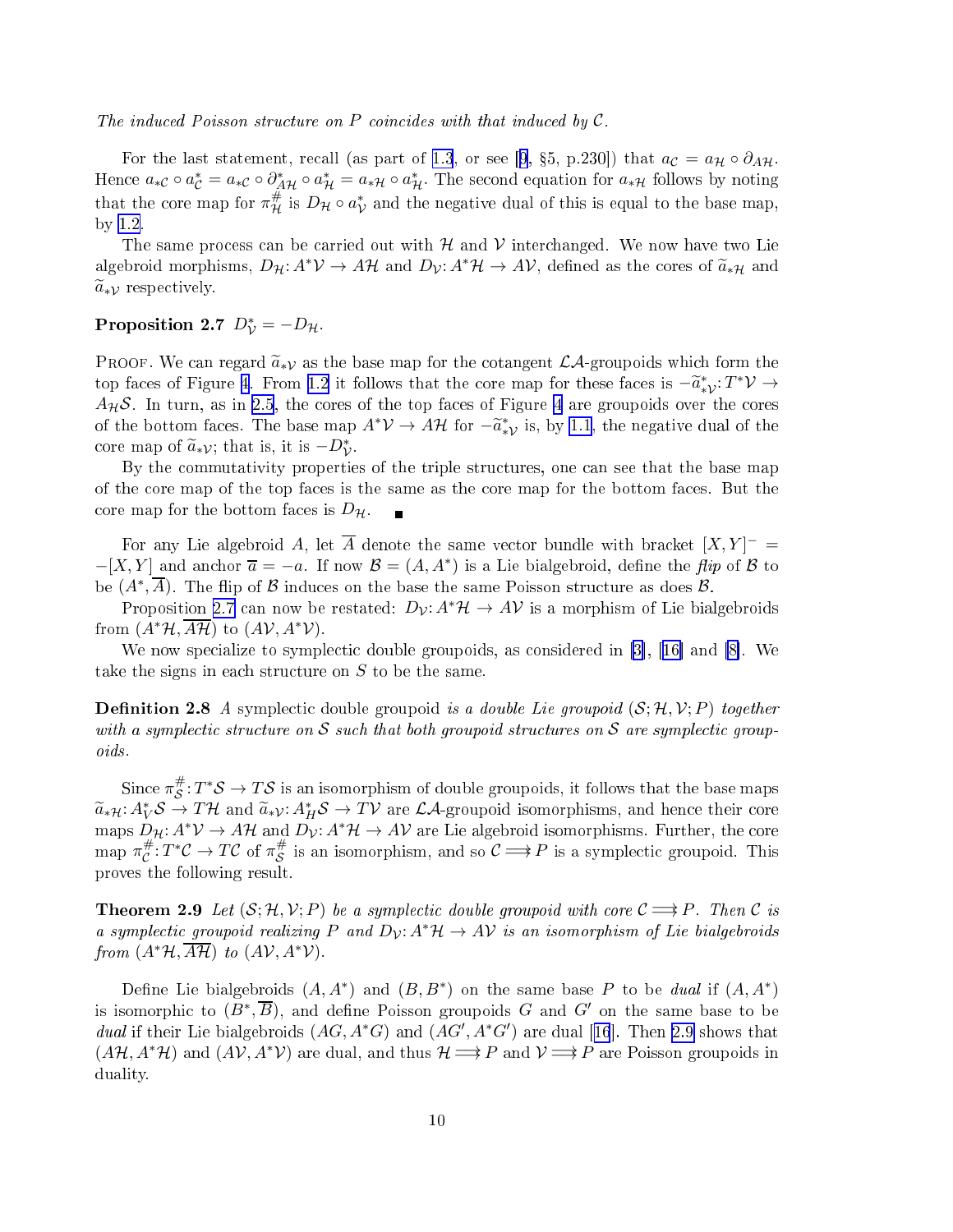*The induced Poisson structure on $P$ coincides with that induced by $\mathcal{C}$.*

For the last statement, recall (as part of 1.3, or see [9, §5, p.230]) that $a_{\mathcal{C}} = a_{\mathcal{H}} \circ \partial_{A\mathcal{H}}$. Hence $a_{*\mathcal{C}} \circ a_{\mathcal{C}}^* = a_{*\mathcal{C}} \circ \partial_{A\mathcal{H}}^* \circ a_{\mathcal{H}}^* = a_{*\mathcal{H}} \circ a_{\mathcal{H}}^*$. The second equation for $a_{*\mathcal{H}}$ follows by noting that the core map for $\pi_{\mathcal{H}}^{\#}$ is $D_{\mathcal{H}} \circ a_{\mathcal{V}}^*$ and the negative dual of this is equal to the base map, by 1.2.

The same process can be carried out with $\mathcal{H}$ and $\mathcal{V}$ interchanged. We now have two Lie algebroid morphisms, $D_{\mathcal{H}}: A^*\mathcal{V} \to A\mathcal{H}$ and $D_{\mathcal{V}}: A^*\mathcal{H} \to A\mathcal{V}$, defined as the cores of $\widetilde{a}_{*\mathcal{H}}$ and $\widetilde{a}_{*\mathcal{V}}$ respectively.

**Proposition 2.7** $D_{\mathcal{V}}^* = -D_{\mathcal{H}}$.

PROOF. We can regard $\widetilde{a}_{*\mathcal{V}}$ as the base map for the cotangent $\mathcal{LA}$-groupoids which form the top faces of Figure 4. From 1.2 it follows that the core map for these faces is $-\widetilde{a}_{*\mathcal{V}}^*: T^*\mathcal{V} \to A_{\mathcal{H}}\mathcal{S}$. In turn, as in 2.5, the cores of the top faces of Figure 4 are groupoids over the cores of the bottom faces. The base map $A^*\mathcal{V} \to A\mathcal{H}$ for $-\widetilde{a}_{*\mathcal{V}}^*$ is, by 1.1, the negative dual of the core map of $\widetilde{a}_{*\mathcal{V}}$; that is, it is $-D_{\mathcal{V}}^*$.

By the commutativity properties of the triple structures, one can see that the base map of the core map of the top faces is the same as the core map for the bottom faces. But the core map for the bottom faces is $D_{\mathcal{H}}$. ∎

For any Lie algebroid $A$, let $\overline{A}$ denote the same vector bundle with bracket $[X, Y]^- = -[X, Y]$ and anchor $\overline{a} = -a$. If now $\mathcal{B} = (A, A^*)$ is a Lie bialgebroid, define the *flip* of $\mathcal{B}$ to be $(A^*, \overline{A})$. The flip of $\mathcal{B}$ induces on the base the same Poisson structure as does $\mathcal{B}$.

Proposition 2.7 can now be restated: $D_{\mathcal{V}}: A^*\mathcal{H} \to A\mathcal{V}$ is a morphism of Lie bialgebroids from $(A^*\mathcal{H}, \overline{A\mathcal{H}})$ to $(A\mathcal{V}, A^*\mathcal{V})$.

We now specialize to symplectic double groupoids, as considered in [3], [16] and [8]. We take the signs in each structure on $S$ to be the same.

**Definition 2.8** *A symplectic double groupoid is a double Lie groupoid $(\mathcal{S}; \mathcal{H}, \mathcal{V}; P)$ together with a symplectic structure on $\mathcal{S}$ such that both groupoid structures on $\mathcal{S}$ are symplectic groupoids.*

Since $\pi_{\mathcal{S}}^{\#}: T^*\mathcal{S} \to T\mathcal{S}$ is an isomorphism of double groupoids, it follows that the base maps $\widetilde{a}_{*\mathcal{H}}: A_{\mathcal{V}}^*\mathcal{S} \to T\mathcal{H}$ and $\widetilde{a}_{*\mathcal{V}}: A_{H}^*\mathcal{S} \to T\mathcal{V}$ are $\mathcal{LA}$-groupoid isomorphisms, and hence their core maps $D_{\mathcal{H}}: A^*\mathcal{V} \to A\mathcal{H}$ and $D_{\mathcal{V}}: A^*\mathcal{H} \to A\mathcal{V}$ are Lie algebroid isomorphisms. Further, the core map $\pi_{\mathcal{C}}^{\#}: T^*\mathcal{C} \to T\mathcal{C}$ of $\pi_{\mathcal{S}}^{\#}$ is an isomorphism, and so $\mathcal{C} \Longrightarrow P$ is a symplectic groupoid. This proves the following result.

**Theorem 2.9** *Let $(\mathcal{S}; \mathcal{H}, \mathcal{V}; P)$ be a symplectic double groupoid with core $\mathcal{C} \Longrightarrow P$. Then $\mathcal{C}$ is a symplectic groupoid realizing $P$ and $D_{\mathcal{V}}: A^*\mathcal{H} \to A\mathcal{V}$ is an isomorphism of Lie bialgebroids from $(A^*\mathcal{H}, \overline{A\mathcal{H}})$ to $(A\mathcal{V}, A^*\mathcal{V})$.*

Define Lie bialgebroids $(A, A^*)$ and $(B, B^*)$ on the same base $P$ to be *dual* if $(A, A^*)$ is isomorphic to $(B^*, \overline{B})$, and define Poisson groupoids $G$ and $G'$ on the same base to be *dual* if their Lie bialgebroids $(AG, A^*G)$ and $(AG', A^*G')$ are dual [16]. Then 2.9 shows that $(A\mathcal{H}, A^*\mathcal{H})$ and $(A\mathcal{V}, A^*\mathcal{V})$ are dual, and thus $\mathcal{H} \Longrightarrow P$ and $\mathcal{V} \Longrightarrow P$ are Poisson groupoids in duality.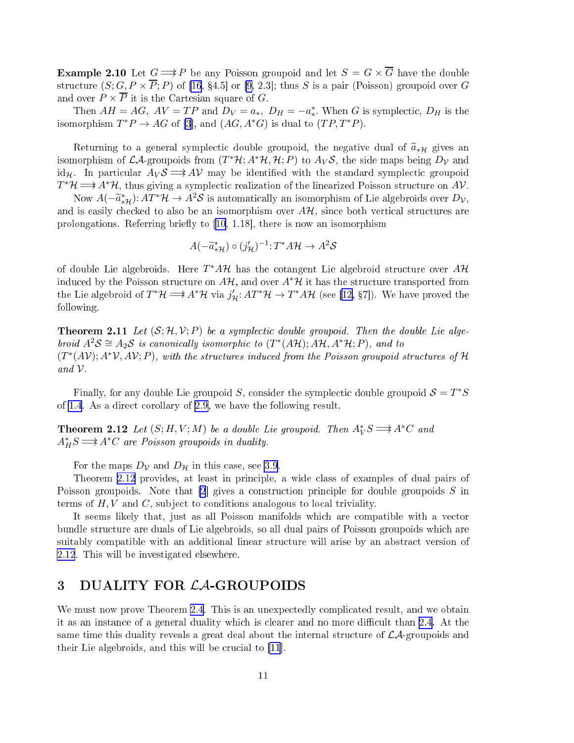**Example 2.10** Let $G \rightrightarrows P$ be any Poisson groupoid and let $S = G \times \overline{G}$ have the double structure $(S; G, P \times \overline{P}; P)$ of [16, §4.5] or [9, 2.3]; thus $S$ is a pair (Poisson) groupoid over $G$ and over $P \times \overline{P}$ it is the Cartesian square of $G$.

Then $AH = AG$, $AV = TP$ and $D_V = a_*$, $D_H = -a_*^*$. When $G$ is symplectic, $D_H$ is the isomorphism $T^*P \to AG$ of [3], and $(AG, A^*G)$ is dual to $(TP, T^*P)$.

Returning to a general symplectic double groupoid, the negative dual of $\widetilde{a}_{*\mathcal{H}}$ gives an isomorphism of $\mathcal{LA}$-groupoids from $(T^*\mathcal{H}; A^*\mathcal{H}, \mathcal{H}; P)$ to $A_V\mathcal{S}$, the side maps being $D_\mathcal{V}$ and $\mathrm{id}_\mathcal{H}$. In particular $A_V\mathcal{S} \rightrightarrows A\mathcal{V}$ may be identified with the standard symplectic groupoid $T^*\mathcal{H} \rightrightarrows A^*\mathcal{H}$, thus giving a symplectic realization of the linearized Poisson structure on $A\mathcal{V}$.

Now $A(-\widetilde{a}_{*\mathcal{H}}^*)\colon AT^*\mathcal{H} \to A^2\mathcal{S}$ is automatically an isomorphism of Lie algebroids over $D_\mathcal{V}$, and is easily checked to also be an isomorphism over $A\mathcal{H}$, since both vertical structures are prolongations. Referring briefly to [10, 1.18], there is now an isomorphism

$$A(-\widetilde{a}_{*\mathcal{H}}^*) \circ (j'_\mathcal{H})^{-1}\colon T^*A\mathcal{H} \to A^2\mathcal{S}$$

of double Lie algebroids. Here $T^*A\mathcal{H}$ has the cotangent Lie algebroid structure over $A\mathcal{H}$ induced by the Poisson structure on $A\mathcal{H}$, and over $A^*\mathcal{H}$ it has the structure transported from the Lie algebroid of $T^*\mathcal{H} \rightrightarrows A^*\mathcal{H}$ via $j'_\mathcal{H}\colon AT^*\mathcal{H} \to T^*A\mathcal{H}$ (see [12, §7]). We have proved the following.

**Theorem 2.11** *Let $(\mathcal{S}; \mathcal{H}, \mathcal{V}; P)$ be a symplectic double groupoid. Then the double Lie algebroid $A^2\mathcal{S} \cong A_2\mathcal{S}$ is canonically isomorphic to $(T^*(A\mathcal{H}); A\mathcal{H}, A^*\mathcal{H}; P)$, and to $(T^*(A\mathcal{V}); A^*\mathcal{V}, A\mathcal{V}; P)$, with the structures induced from the Poisson groupoid structures of $\mathcal{H}$ and $\mathcal{V}$.*

Finally, for any double Lie groupoid $S$, consider the symplectic double groupoid $\mathcal{S} = T^*S$ of 1.4. As a direct corollary of 2.9, we have the following result.

**Theorem 2.12** *Let $(S; H, V; M)$ be a double Lie groupoid. Then $A_V^*S \rightrightarrows A^*C$ and $A_H^*S \rightrightarrows A^*C$ are Poisson groupoids in duality.*

For the maps $D_\mathcal{V}$ and $D_\mathcal{H}$ in this case, see 3.9.

Theorem 2.12 provides, at least in principle, a wide class of examples of dual pairs of Poisson groupoids. Note that [2] gives a construction principle for double groupoids $S$ in terms of $H, V$ and $C$, subject to conditions analogous to local triviality.

It seems likely that, just as all Poisson manifolds which are compatible with a vector bundle structure are duals of Lie algebroids, so all dual pairs of Poisson groupoids which are suitably compatible with an additional linear structure will arise by an abstract version of 2.12. This will be investigated elsewhere.

# 3 DUALITY FOR $\mathcal{LA}$-GROUPOIDS

We must now prove Theorem 2.4. This is an unexpectedly complicated result, and we obtain it as an instance of a general duality which is clearer and no more difficult than 2.4. At the same time this duality reveals a great deal about the internal structure of $\mathcal{LA}$-groupoids and their Lie algebroids, and this will be crucial to [11].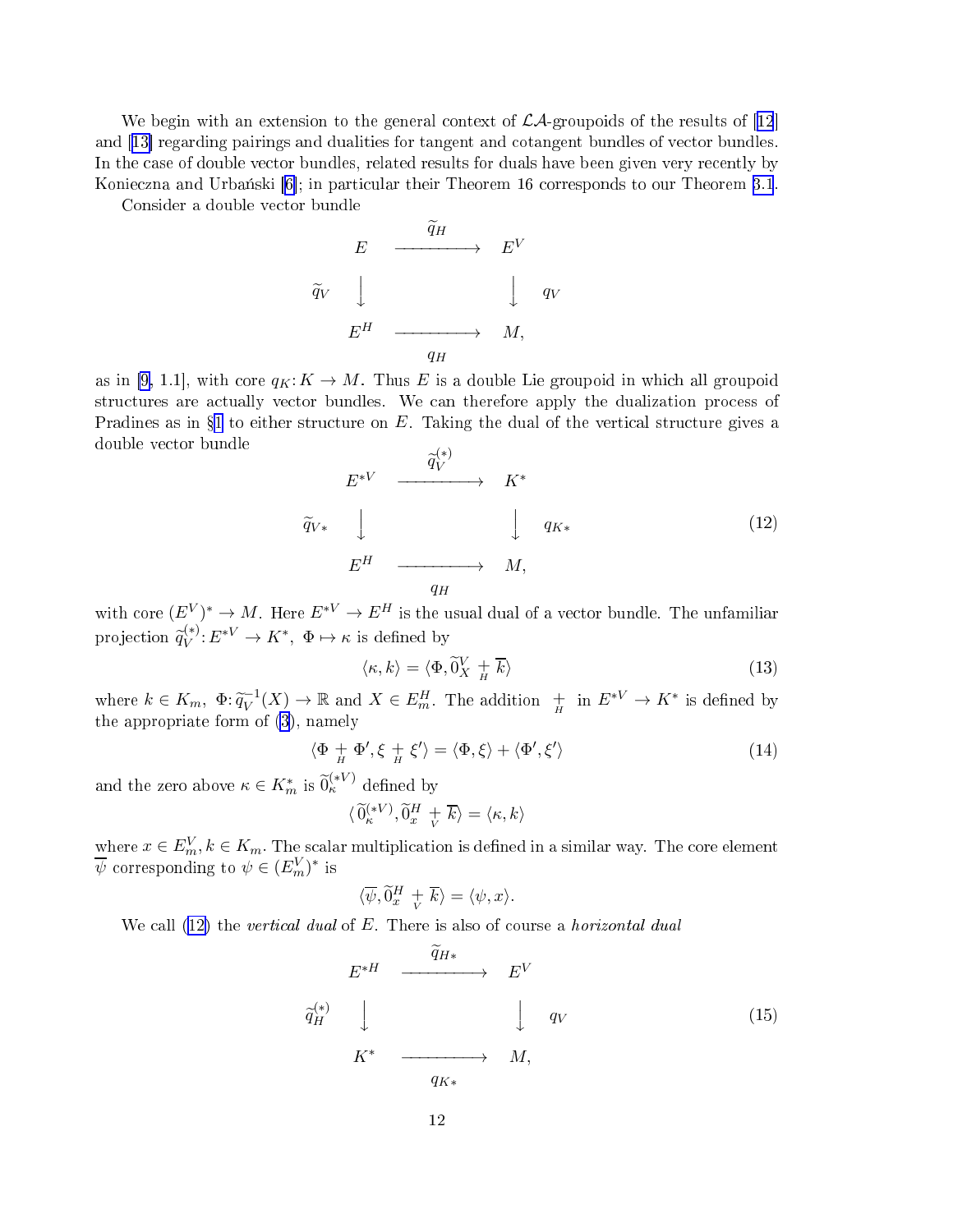We begin with an extension to the general context of $\mathcal{LA}$-groupoids of the results of [12] and [13] regarding pairings and dualities for tangent and cotangent bundles of vector bundles. In the case of double vector bundles, related results for duals have been given very recently by Konieczna and Urbański [6]; in particular their Theorem 16 corresponds to our Theorem 3.1.

Consider a double vector bundle

$$
\begin{array}{ccc}
E & \xrightarrow{\ \widetilde{q}_H\ } & E^V \\
{\scriptstyle \widetilde{q}_V}\big\downarrow & & \big\downarrow{\scriptstyle q_V} \\
E^H & \xrightarrow[\ q_H\ ]{} & M,
\end{array}
$$

as in [9, 1.1], with core $q_K\colon K \to M$. Thus $E$ is a double Lie groupoid in which all groupoid structures are actually vector bundles. We can therefore apply the dualization process of Pradines as in §1 to either structure on $E$. Taking the dual of the vertical structure gives a double vector bundle

$$
\begin{array}{ccc}
E^{*V} & \xrightarrow{\ \widetilde{q}_V^{(*)}\ } & K^* \\
{\scriptstyle \widetilde{q}_{V*}}\big\downarrow & & \big\downarrow{\scriptstyle q_{K*}} \\
E^H & \xrightarrow[\ q_H\ ]{} & M,
\end{array}
\tag{12}
$$

with core $(E^V)^* \to M$. Here $E^{*V} \to E^H$ is the usual dual of a vector bundle. The unfamiliar projection $\widetilde{q}_V^{(*)}\colon E^{*V} \to K^*,\ \Phi \mapsto \kappa$ is defined by

$$
\langle \kappa, k \rangle = \langle \Phi, \widetilde{0}_X^V \underset{H}{+} \overline{k} \rangle \tag{13}
$$

where $k \in K_m,\ \Phi\colon \widetilde{q}_V^{-1}(X) \to \mathbb{R}$ and $X \in E_m^H$. The addition $\underset{H}{+}$ in $E^{*V} \to K^*$ is defined by the appropriate form of (3), namely

$$
\langle \Phi \underset{H}{+} \Phi', \xi \underset{H}{+} \xi' \rangle = \langle \Phi, \xi \rangle + \langle \Phi', \xi' \rangle \tag{14}
$$

and the zero above $\kappa \in K_m^*$ is $\widetilde{0}_\kappa^{(*V)}$ defined by

$$
\langle \widetilde{0}_\kappa^{(*V)}, \widetilde{0}_x^H \underset{V}{+} \overline{k} \rangle = \langle \kappa, k \rangle
$$

where $x \in E_m^V, k \in K_m$. The scalar multiplication is defined in a similar way. The core element $\overline{\psi}$ corresponding to $\psi \in (E_m^V)^*$ is

$$
\langle \overline{\psi}, \widetilde{0}_x^H \underset{V}{+} \overline{k} \rangle = \langle \psi, x \rangle.
$$

We call (12) the *vertical dual* of $E$. There is also of course a *horizontal dual*

$$
\begin{array}{ccc}
E^{*H} & \xrightarrow{\ \widetilde{q}_{H*}\ } & E^V \\
{\scriptstyle \widetilde{q}_H^{(*)}}\big\downarrow & & \big\downarrow{\scriptstyle q_V} \\
K^* & \xrightarrow[\ q_{K*}\ ]{} & M,
\end{array}
\tag{15}
$$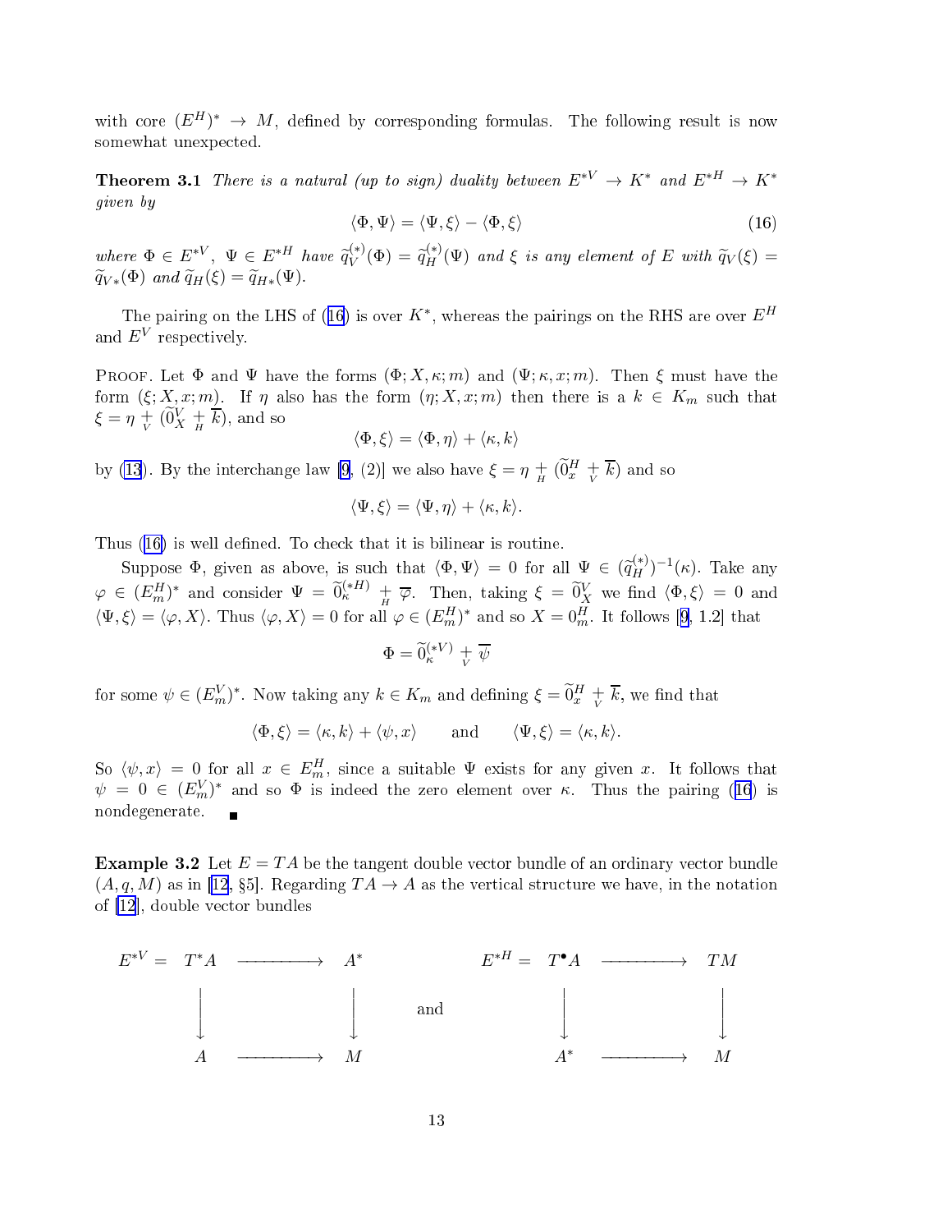with core $(E^H)^* \to M$, defined by corresponding formulas. The following result is now somewhat unexpected.

**Theorem 3.1** *There is a natural (up to sign) duality between $E^{*V} \to K^*$ and $E^{*H} \to K^*$ given by*

$$\langle \Phi, \Psi \rangle = \langle \Psi, \xi \rangle - \langle \Phi, \xi \rangle \tag{16}$$

*where $\Phi \in E^{*V}$, $\Psi \in E^{*H}$ have $\widetilde{q}_V^{(*)}(\Phi) = \widetilde{q}_H^{(*)}(\Psi)$ and $\xi$ is any element of $E$ with $\widetilde{q}_V(\xi) = \widetilde{q}_{V*}(\Phi)$ and $\widetilde{q}_H(\xi) = \widetilde{q}_{H*}(\Psi)$.*

The pairing on the LHS of (16) is over $K^*$, whereas the pairings on the RHS are over $E^H$ and $E^V$ respectively.

Proof. Let $\Phi$ and $\Psi$ have the forms $(\Phi; X, \kappa; m)$ and $(\Psi; \kappa, x; m)$. Then $\xi$ must have the form $(\xi; X, x; m)$. If $\eta$ also has the form $(\eta; X, x; m)$ then there is a $k \in K_m$ such that $\xi = \eta \underset{V}{+} (\widetilde{0}_X^V \underset{H}{+} \overline{k})$, and so

$$\langle \Phi, \xi \rangle = \langle \Phi, \eta \rangle + \langle \kappa, k \rangle$$

by (13). By the interchange law [9, (2)] we also have $\xi = \eta \underset{H}{+} (\widetilde{0}_x^H \underset{V}{+} \overline{k})$ and so

$$\langle \Psi, \xi \rangle = \langle \Psi, \eta \rangle + \langle \kappa, k \rangle.$$

Thus (16) is well defined. To check that it is bilinear is routine.

Suppose $\Phi$, given as above, is such that $\langle \Phi, \Psi \rangle = 0$ for all $\Psi \in (\widetilde{q}_H^{(*)})^{-1}(\kappa)$. Take any $\varphi \in (E_m^H)^*$ and consider $\Psi = \widetilde{0}_\kappa^{(*H)} \underset{H}{+} \overline{\varphi}$. Then, taking $\xi = \widetilde{0}_X^V$ we find $\langle \Phi, \xi \rangle = 0$ and $\langle \Psi, \xi \rangle = \langle \varphi, X \rangle$. Thus $\langle \varphi, X \rangle = 0$ for all $\varphi \in (E_m^H)^*$ and so $X = 0_m^H$. It follows [9, 1.2] that

$$\Phi = \widetilde{0}_\kappa^{(*V)} \underset{V}{+} \overline{\psi}$$

for some $\psi \in (E_m^V)^*$. Now taking any $k \in K_m$ and defining $\xi = \widetilde{0}_x^H \underset{V}{+} \overline{k}$, we find that

$$\langle \Phi, \xi \rangle = \langle \kappa, k \rangle + \langle \psi, x \rangle \qquad \text{and} \qquad \langle \Psi, \xi \rangle = \langle \kappa, k \rangle.$$

So $\langle \psi, x \rangle = 0$ for all $x \in E_m^H$, since a suitable $\Psi$ exists for any given $x$. It follows that $\psi = 0 \in (E_m^V)^*$ and so $\Phi$ is indeed the zero element over $\kappa$. Thus the pairing (16) is nondegenerate. ∎

**Example 3.2** Let $E = TA$ be the tangent double vector bundle of an ordinary vector bundle $(A, q, M)$ as in [12, §5]. Regarding $TA \to A$ as the vertical structure we have, in the notation of [12], double vector bundles

$$\begin{array}{ccc} E^{*V} = T^*A & \longrightarrow & A^* \\ \big\downarrow & & \big\downarrow \\ A & \longrightarrow & M \end{array} \qquad \text{and} \qquad \begin{array}{ccc} E^{*H} = T^{\bullet}A & \longrightarrow & TM \\ \big\downarrow & & \big\downarrow \\ A^* & \longrightarrow & M \end{array}$$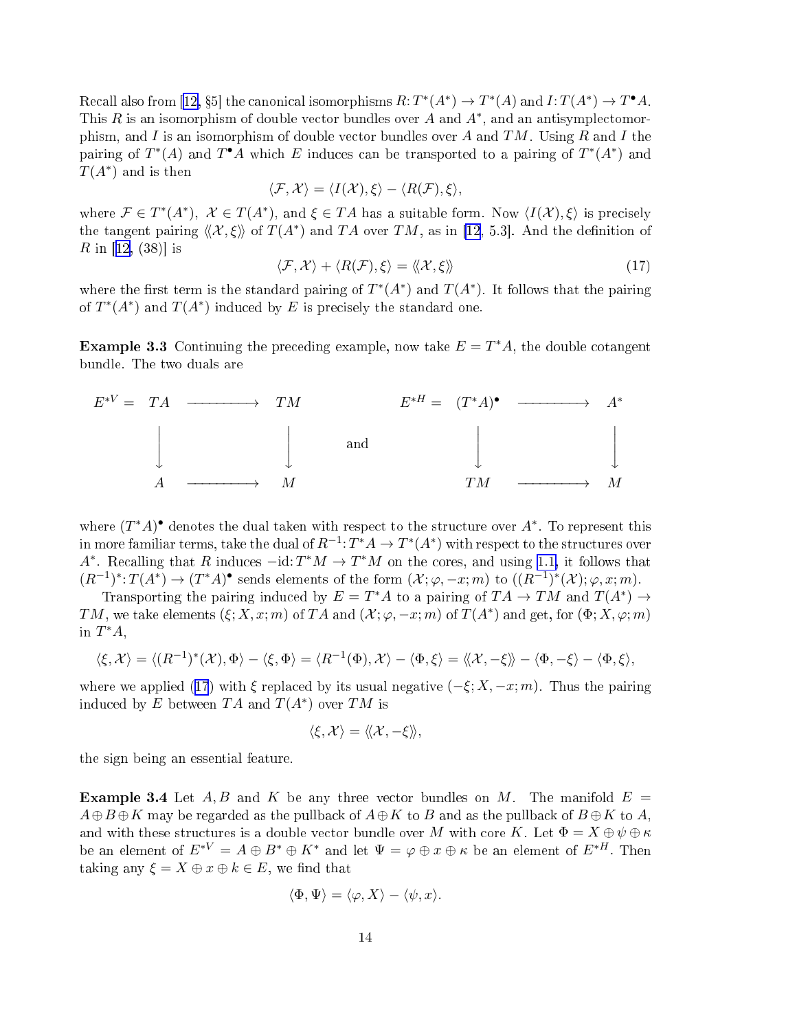Recall also from [12, §5] the canonical isomorphisms $R: T^*(A^*) \to T^*(A)$ and $I: T(A^*) \to T^\bullet A$. This $R$ is an isomorphism of double vector bundles over $A$ and $A^*$, and an antisymplectomorphism, and $I$ is an isomorphism of double vector bundles over $A$ and $TM$. Using $R$ and $I$ the pairing of $T^*(A)$ and $T^\bullet A$ which $E$ induces can be transported to a pairing of $T^*(A^*)$ and $T(A^*)$ and is then

$$\langle \mathcal{F}, \mathcal{X} \rangle = \langle I(\mathcal{X}), \xi \rangle - \langle R(\mathcal{F}), \xi \rangle,$$

where $\mathcal{F} \in T^*(A^*)$, $\mathcal{X} \in T(A^*)$, and $\xi \in TA$ has a suitable form. Now $\langle I(\mathcal{X}), \xi \rangle$ is precisely the tangent pairing $\langle\!\langle \mathcal{X}, \xi \rangle\!\rangle$ of $T(A^*)$ and $TA$ over $TM$, as in [12, 5.3]. And the definition of $R$ in [12, (38)] is

$$\langle \mathcal{F}, \mathcal{X} \rangle + \langle R(\mathcal{F}), \xi \rangle = \langle\!\langle \mathcal{X}, \xi \rangle\!\rangle \tag{17}$$

where the first term is the standard pairing of $T^*(A^*)$ and $T(A^*)$. It follows that the pairing of $T^*(A^*)$ and $T(A^*)$ induced by $E$ is precisely the standard one.

**Example 3.3** Continuing the preceding example, now take $E = T^*A$, the double cotangent bundle. The two duals are

$$\begin{array}{ccc} E^{*V} = \; TA & \longrightarrow & TM \\ \big\downarrow & & \big\downarrow \\ A & \longrightarrow & M \end{array} \qquad \text{and} \qquad \begin{array}{ccc} E^{*H} = \; (T^*A)^\bullet & \longrightarrow & A^* \\ \big\downarrow & & \big\downarrow \\ TM & \longrightarrow & M \end{array}$$

where $(T^*A)^\bullet$ denotes the dual taken with respect to the structure over $A^*$. To represent this in more familiar terms, take the dual of $R^{-1}: T^*A \to T^*(A^*)$ with respect to the structures over $A^*$. Recalling that $R$ induces $-\mathrm{id}: T^*M \to T^*M$ on the cores, and using 1.1, it follows that $(R^{-1})^*: T(A^*) \to (T^*A)^\bullet$ sends elements of the form $(\mathcal{X}; \varphi, -x; m)$ to $((R^{-1})^*(\mathcal{X}); \varphi, x; m)$.

Transporting the pairing induced by $E = T^*A$ to a pairing of $TA \to TM$ and $T(A^*) \to TM$, we take elements $(\xi; X, x; m)$ of $TA$ and $(\mathcal{X}; \varphi, -x; m)$ of $T(A^*)$ and get, for $(\Phi; X, \varphi; m)$ in $T^*A$,

$$\langle \xi, \mathcal{X} \rangle = \langle (R^{-1})^*(\mathcal{X}), \Phi \rangle - \langle \xi, \Phi \rangle = \langle R^{-1}(\Phi), \mathcal{X} \rangle - \langle \Phi, \xi \rangle = \langle\!\langle \mathcal{X}, -\xi \rangle\!\rangle - \langle \Phi, -\xi \rangle - \langle \Phi, \xi \rangle,$$

where we applied (17) with $\xi$ replaced by its usual negative $(-\xi; X, -x; m)$. Thus the pairing induced by $E$ between $TA$ and $T(A^*)$ over $TM$ is

$$\langle \xi, \mathcal{X} \rangle = \langle\!\langle \mathcal{X}, -\xi \rangle\!\rangle,$$

the sign being an essential feature.

**Example 3.4** Let $A, B$ and $K$ be any three vector bundles on $M$. The manifold $E = A \oplus B \oplus K$ may be regarded as the pullback of $A \oplus K$ to $B$ and as the pullback of $B \oplus K$ to $A$, and with these structures is a double vector bundle over $M$ with core $K$. Let $\Phi = X \oplus \psi \oplus \kappa$ be an element of $E^{*V} = A \oplus B^* \oplus K^*$ and let $\Psi = \varphi \oplus x \oplus \kappa$ be an element of $E^{*H}$. Then taking any $\xi = X \oplus x \oplus k \in E$, we find that

$$\langle \Phi, \Psi \rangle = \langle \varphi, X \rangle - \langle \psi, x \rangle.$$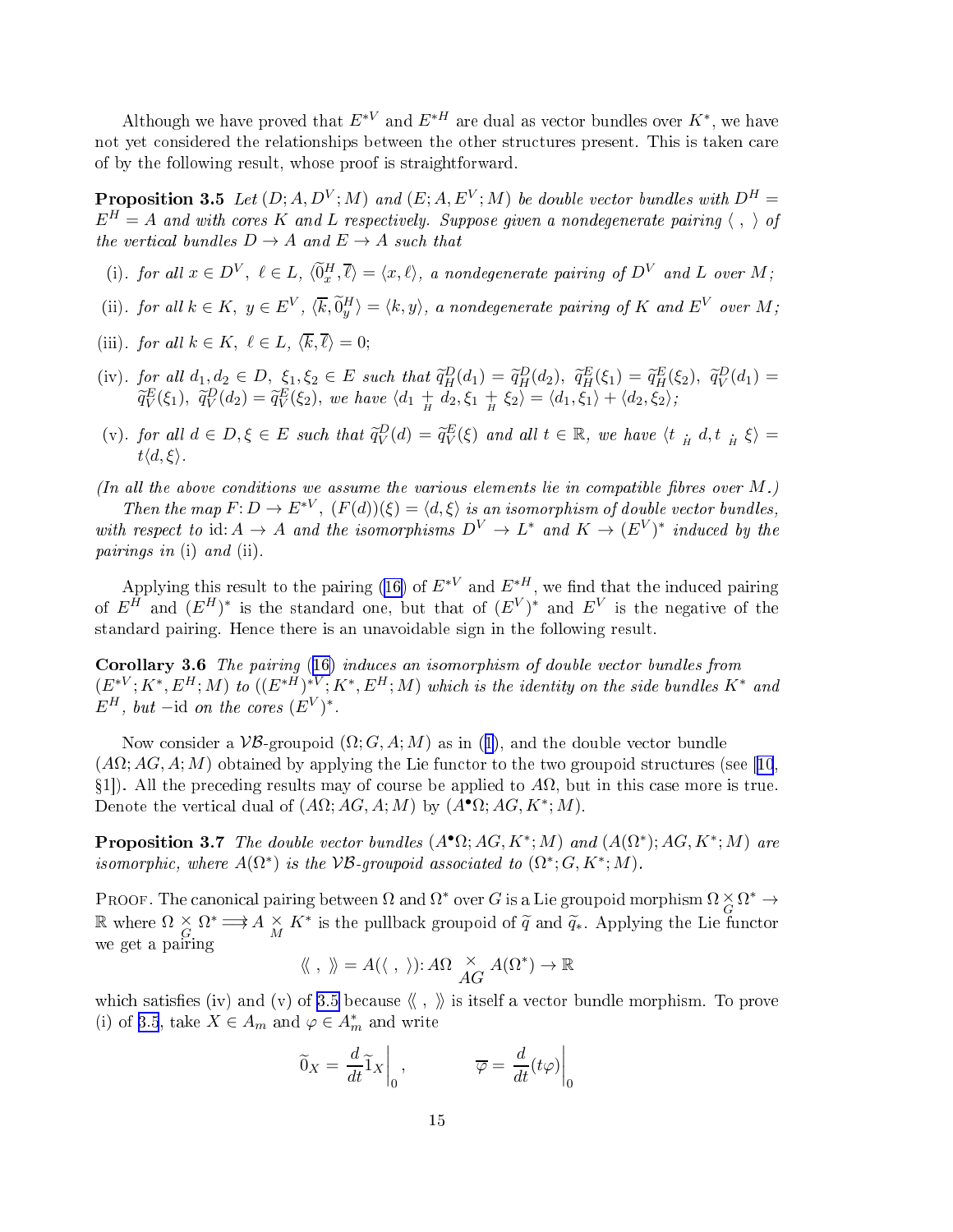Although we have proved that $E^{*V}$ and $E^{*H}$ are dual as vector bundles over $K^*$, we have not yet considered the relationships between the other structures present. This is taken care of by the following result, whose proof is straightforward.

**Proposition 3.5** *Let $(D; A, D^V; M)$ and $(E; A, E^V; M)$ be double vector bundles with $D^H = E^H = A$ and with cores $K$ and $L$ respectively. Suppose given a nondegenerate pairing $\langle\ ,\ \rangle$ of the vertical bundles $D \to A$ and $E \to A$ such that*

(i). *for all $x \in D^V$, $\ell \in L$, $\langle \widetilde{0}^H_x, \overline{\ell}\rangle = \langle x, \ell\rangle$, a nondegenerate pairing of $D^V$ and $L$ over $M$;*

(ii). *for all $k \in K$, $y \in E^V$, $\langle \overline{k}, \widetilde{0}^H_y\rangle = \langle k, y\rangle$, a nondegenerate pairing of $K$ and $E^V$ over $M$;*

(iii). *for all $k \in K$, $\ell \in L$, $\langle \overline{k}, \overline{\ell}\rangle = 0$;*

(iv). *for all $d_1, d_2 \in D$, $\xi_1, \xi_2 \in E$ such that $\widetilde{q}^D_H(d_1) = \widetilde{q}^D_H(d_2)$, $\widetilde{q}^E_H(\xi_1) = \widetilde{q}^E_H(\xi_2)$, $\widetilde{q}^D_V(d_1) = \widetilde{q}^E_V(\xi_1)$, $\widetilde{q}^D_V(d_2) = \widetilde{q}^E_V(\xi_2)$, we have $\langle d_1 \underset{H}{+} d_2, \xi_1 \underset{H}{+} \xi_2\rangle = \langle d_1, \xi_1\rangle + \langle d_2, \xi_2\rangle$;*

(v). *for all $d \in D, \xi \in E$ such that $\widetilde{q}^D_V(d) = \widetilde{q}^E_V(\xi)$ and all $t \in \mathbb{R}$, we have $\langle t \underset{H}{\cdot} d, t \underset{H}{\cdot} \xi\rangle = t\langle d, \xi\rangle$.*

*(In all the above conditions we assume the various elements lie in compatible fibres over $M$.)*

*Then the map $F\colon D \to E^{*V}$, $(F(d))(\xi) = \langle d, \xi\rangle$ is an isomorphism of double vector bundles, with respect to $\mathrm{id}\colon A \to A$ and the isomorphisms $D^V \to L^*$ and $K \to (E^V)^*$ induced by the pairings in* (i) *and* (ii).

Applying this result to the pairing (16) of $E^{*V}$ and $E^{*H}$, we find that the induced pairing of $E^H$ and $(E^H)^*$ is the standard one, but that of $(E^V)^*$ and $E^V$ is the negative of the standard pairing. Hence there is an unavoidable sign in the following result.

**Corollary 3.6** *The pairing (16) induces an isomorphism of double vector bundles from $(E^{*V}; K^*, E^H; M)$ to $((E^{*H})^{*V}; K^*, E^H; M)$ which is the identity on the side bundles $K^*$ and $E^H$, but $-\mathrm{id}$ on the cores $(E^V)^*$.*

Now consider a $\mathcal{VB}$-groupoid $(\Omega; G, A; M)$ as in (1), and the double vector bundle $(A\Omega; AG, A; M)$ obtained by applying the Lie functor to the two groupoid structures (see [10, §1]). All the preceding results may of course be applied to $A\Omega$, but in this case more is true. Denote the vertical dual of $(A\Omega; AG, A; M)$ by $(A^\bullet\Omega; AG, K^*; M)$.

**Proposition 3.7** *The double vector bundles $(A^\bullet\Omega; AG, K^*; M)$ and $(A(\Omega^*); AG, K^*; M)$ are isomorphic, where $A(\Omega^*)$ is the $\mathcal{VB}$-groupoid associated to $(\Omega^*; G, K^*; M)$.*

Proof. The canonical pairing between $\Omega$ and $\Omega^*$ over $G$ is a Lie groupoid morphism $\Omega \underset{G}{\times} \Omega^* \to \mathbb{R}$ where $\Omega \underset{G}{\times} \Omega^* \Longrightarrow A \underset{M}{\times} K^*$ is the pullback groupoid of $\widetilde{q}$ and $\widetilde{q}_*$. Applying the Lie functor we get a pairing

$$\langle\!\langle\ ,\ \rangle\!\rangle = A(\langle\ ,\ \rangle)\colon A\Omega \underset{AG}{\times} A(\Omega^*) \to \mathbb{R}$$

which satisfies (iv) and (v) of 3.5 because $\langle\!\langle\ ,\ \rangle\!\rangle$ is itself a vector bundle morphism. To prove (i) of 3.5, take $X \in A_m$ and $\varphi \in A^*_m$ and write

$$\widetilde{0}_X = \frac{d}{dt}\widetilde{1}_X\bigg|_0, \qquad \overline{\varphi} = \frac{d}{dt}(t\varphi)\bigg|_0$$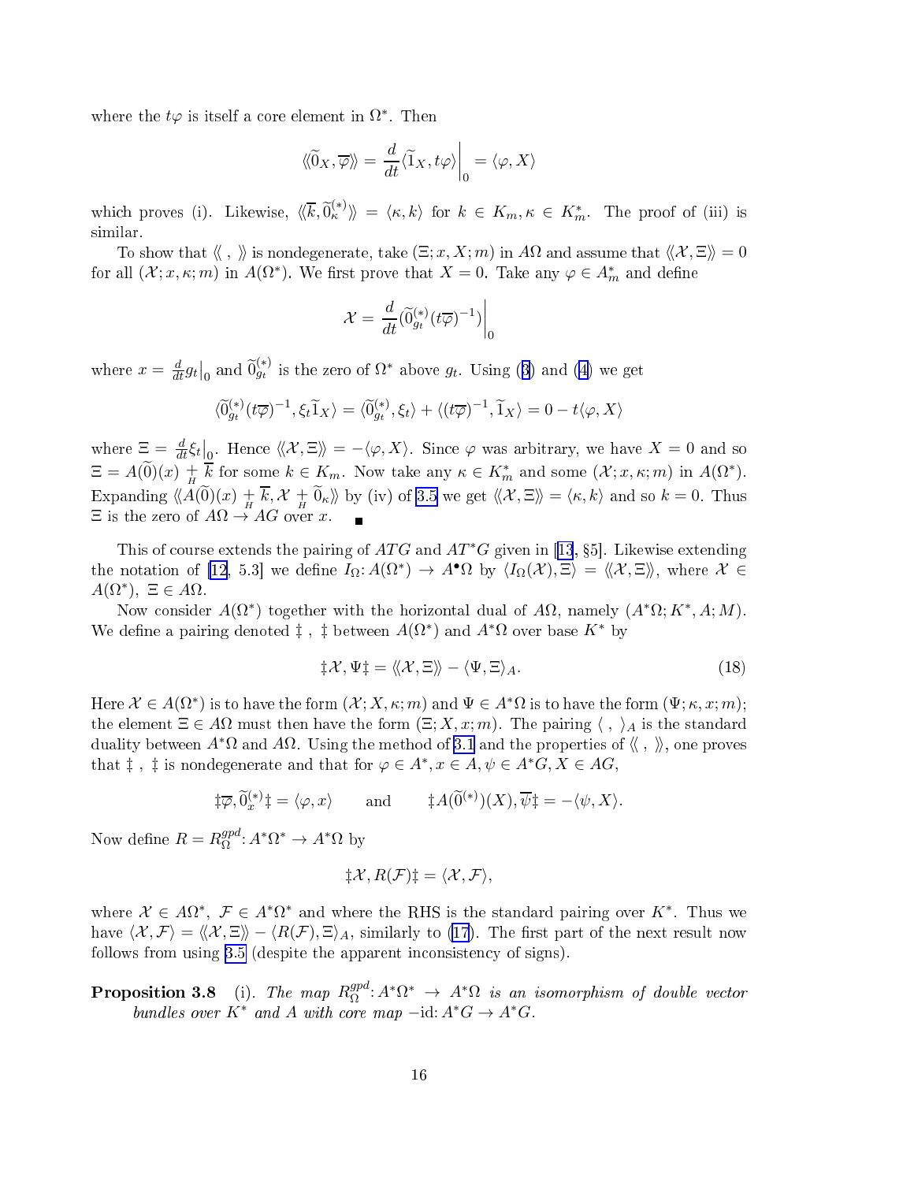where the $t\varphi$ is itself a core element in $\Omega^*$. Then

$$\langle\!\langle \widetilde{0}_X, \overline{\varphi}\rangle\!\rangle = \frac{d}{dt}\langle \widetilde{1}_X, t\varphi\rangle\Big|_0 = \langle \varphi, X\rangle$$

which proves (i). Likewise, $\langle\!\langle \overline{k}, \widetilde{0}^{(*)}_\kappa\rangle\!\rangle = \langle \kappa, k\rangle$ for $k \in K_m, \kappa \in K^*_m$. The proof of (iii) is similar.

To show that $\langle\!\langle\ ,\ \rangle\!\rangle$ is nondegenerate, take $(\Xi; x, X; m)$ in $A\Omega$ and assume that $\langle\!\langle \mathcal{X}, \Xi\rangle\!\rangle = 0$ for all $(\mathcal{X}; x, \kappa; m)$ in $A(\Omega^*)$. We first prove that $X = 0$. Take any $\varphi \in A^*_m$ and define

$$\mathcal{X} = \frac{d}{dt}(\widetilde{0}^{(*)}_{g_t}(t\overline{\varphi})^{-1})\Big|_0$$

where $x = \frac{d}{dt}g_t\big|_0$ and $\widetilde{0}^{(*)}_{g_t}$ is the zero of $\Omega^*$ above $g_t$. Using (3) and (4) we get

$$\langle \widetilde{0}^{(*)}_{g_t}(t\overline{\varphi})^{-1}, \xi_t\widetilde{1}_X\rangle = \langle \widetilde{0}^{(*)}_{g_t}, \xi_t\rangle + \langle (t\overline{\varphi})^{-1}, \widetilde{1}_X\rangle = 0 - t\langle \varphi, X\rangle$$

where $\Xi = \frac{d}{dt}\xi_t\big|_0$. Hence $\langle\!\langle \mathcal{X}, \Xi\rangle\!\rangle = -\langle \varphi, X\rangle$. Since $\varphi$ was arbitrary, we have $X = 0$ and so $\Xi = A(\widetilde{0})(x) \underset{H}{+} \overline{k}$ for some $k \in K_m$. Now take any $\kappa \in K^*_m$ and some $(\mathcal{X}; x, \kappa; m)$ in $A(\Omega^*)$. Expanding $\langle\!\langle A(\widetilde{0})(x) \underset{H}{+} \overline{k}, \mathcal{X} \underset{H}{+} \widetilde{0}_\kappa\rangle\!\rangle$ by (iv) of 3.5 we get $\langle\!\langle \mathcal{X}, \Xi\rangle\!\rangle = \langle \kappa, k\rangle$ and so $k = 0$. Thus $\Xi$ is the zero of $A\Omega \to AG$ over $x$. ∎

This of course extends the pairing of $ATG$ and $AT^*G$ given in [13, §5]. Likewise extending the notation of [12, 5.3] we define $I_\Omega\colon A(\Omega^*) \to A^\bullet\Omega$ by $\langle I_\Omega(\mathcal{X}), \Xi\rangle = \langle\!\langle \mathcal{X}, \Xi\rangle\!\rangle$, where $\mathcal{X} \in A(\Omega^*)$, $\Xi \in A\Omega$.

Now consider $A(\Omega^*)$ together with the horizontal dual of $A\Omega$, namely $(A^*\Omega; K^*, A; M)$. We define a pairing denoted $\ddagger\ ,\ \ddagger$ between $A(\Omega^*)$ and $A^*\Omega$ over base $K^*$ by

$$\ddagger \mathcal{X}, \Psi\ddagger = \langle\!\langle \mathcal{X}, \Xi\rangle\!\rangle - \langle \Psi, \Xi\rangle_A. \tag{18}$$

Here $\mathcal{X} \in A(\Omega^*)$ is to have the form $(\mathcal{X}; X, \kappa; m)$ and $\Psi \in A^*\Omega$ is to have the form $(\Psi; \kappa, x; m)$; the element $\Xi \in A\Omega$ must then have the form $(\Xi; X, x; m)$. The pairing $\langle\ ,\ \rangle_A$ is the standard duality between $A^*\Omega$ and $A\Omega$. Using the method of 3.1 and the properties of $\langle\!\langle\ ,\ \rangle\!\rangle$, one proves that $\ddagger\ ,\ \ddagger$ is nondegenerate and that for $\varphi \in A^*, x \in A, \psi \in A^*G, X \in AG$,

$$\ddagger \overline{\varphi}, \widetilde{0}^{(*)}_x\ddagger = \langle \varphi, x\rangle \qquad \text{and} \qquad \ddagger A(\widetilde{0}^{(*)})(X), \overline{\psi}\ddagger = -\langle \psi, X\rangle.$$

Now define $R = R^{gpd}_\Omega\colon A^*\Omega^* \to A^*\Omega$ by

$$\ddagger \mathcal{X}, R(\mathcal{F})\ddagger = \langle \mathcal{X}, \mathcal{F}\rangle,$$

where $\mathcal{X} \in A\Omega^*$, $\mathcal{F} \in A^*\Omega^*$ and where the RHS is the standard pairing over $K^*$. Thus we have $\langle \mathcal{X}, \mathcal{F}\rangle = \langle\!\langle \mathcal{X}, \Xi\rangle\!\rangle - \langle R(\mathcal{F}), \Xi\rangle_A$, similarly to (17). The first part of the next result now follows from using 3.5 (despite the apparent inconsistency of signs).

**Proposition 3.8** (i). *The map $R^{gpd}_\Omega\colon A^*\Omega^* \to A^*\Omega$ is an isomorphism of double vector bundles over $K^*$ and $A$ with core map $-\mathrm{id}\colon A^*G \to A^*G$.*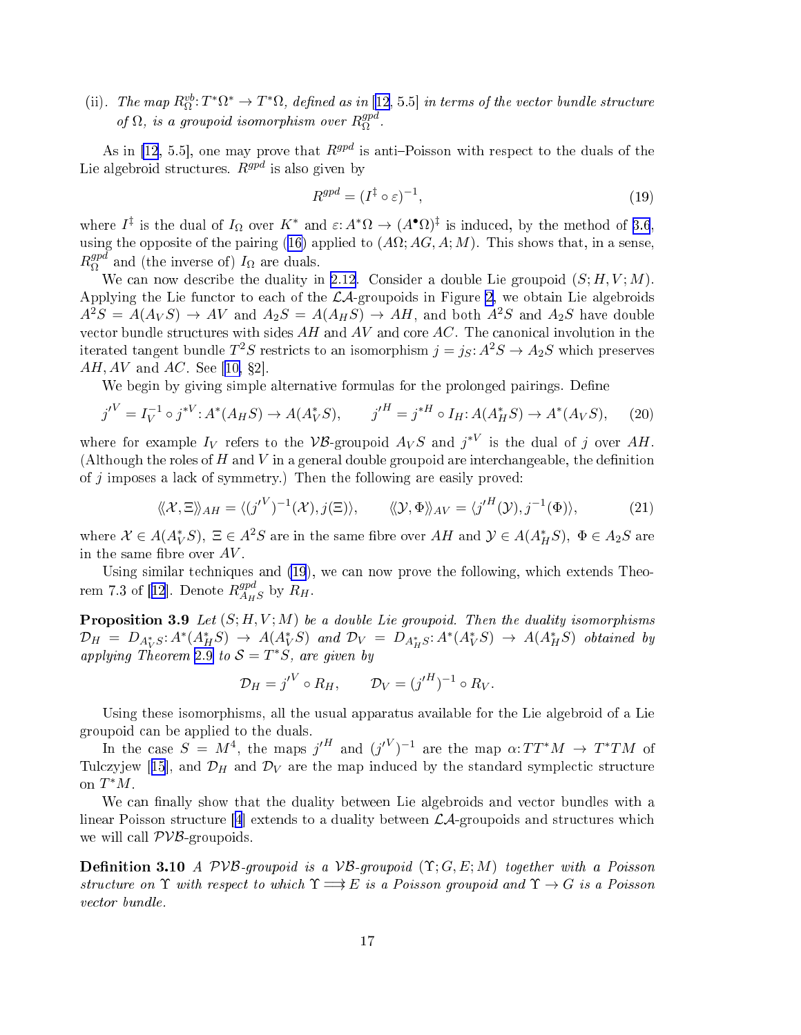(ii). *The map $R^{vb}_\Omega\colon T^*\Omega^* \to T^*\Omega$, defined as in [12, 5.5] in terms of the vector bundle structure of $\Omega$, is a groupoid isomorphism over $R^{gpd}_\Omega$.*

As in [12, 5.5], one may prove that $R^{gpd}$ is anti–Poisson with respect to the duals of the Lie algebroid structures. $R^{gpd}$ is also given by

$$R^{gpd} = (I^\ddagger \circ \varepsilon)^{-1}, \tag{19}$$

where $I^\ddagger$ is the dual of $I_\Omega$ over $K^*$ and $\varepsilon\colon A^*\Omega \to (A^\bullet\Omega)^\ddagger$ is induced, by the method of 3.6, using the opposite of the pairing (16) applied to $(A\Omega; AG, A; M)$. This shows that, in a sense, $R^{gpd}_\Omega$ and (the inverse of) $I_\Omega$ are duals.

We can now describe the duality in 2.12. Consider a double Lie groupoid $(S; H, V; M)$. Applying the Lie functor to each of the $\mathcal{LA}$-groupoids in Figure 2, we obtain Lie algebroids $A^2S = A(A_VS) \to AV$ and $A_2S = A(A_HS) \to AH$, and both $A^2S$ and $A_2S$ have double vector bundle structures with sides $AH$ and $AV$ and core $AC$. The canonical involution in the iterated tangent bundle $T^2S$ restricts to an isomorphism $j = j_S\colon A^2S \to A_2S$ which preserves $AH, AV$ and $AC$. See [10, §2].

We begin by giving simple alternative formulas for the prolonged pairings. Define

$${j'}^V = I_V^{-1} \circ j^{*V}\colon A^*(A_HS) \to A(A^*_VS), \qquad {j'}^H = j^{*H} \circ I_H\colon A(A^*_HS) \to A^*(A_VS), \tag{20}$$

where for example $I_V$ refers to the $\mathcal{VB}$-groupoid $A_VS$ and $j^{*V}$ is the dual of $j$ over $AH$. (Although the roles of $H$ and $V$ in a general double groupoid are interchangeable, the definition of $j$ imposes a lack of symmetry.) Then the following are easily proved:

$$\langle\!\langle \mathcal{X}, \Xi \rangle\!\rangle_{AH} = \langle ({j'}^V)^{-1}(\mathcal{X}), j(\Xi)\rangle, \qquad \langle\!\langle \mathcal{Y}, \Phi \rangle\!\rangle_{AV} = \langle {j'}^H(\mathcal{Y}), j^{-1}(\Phi)\rangle, \tag{21}$$

where $\mathcal{X} \in A(A^*_VS)$, $\Xi \in A^2S$ are in the same fibre over $AH$ and $\mathcal{Y} \in A(A^*_HS)$, $\Phi \in A_2S$ are in the same fibre over $AV$.

Using similar techniques and (19), we can now prove the following, which extends Theorem 7.3 of [12]. Denote $R^{gpd}_{A_HS}$ by $R_H$.

**Proposition 3.9** *Let $(S; H, V; M)$ be a double Lie groupoid. Then the duality isomorphisms $\mathcal{D}_H = D_{A^*_VS}\colon A^*(A^*_HS) \to A(A^*_VS)$ and $\mathcal{D}_V = D_{A^*_HS}\colon A^*(A^*_VS) \to A(A^*_HS)$ obtained by applying Theorem 2.9 to $\mathcal{S} = T^*S$, are given by*

$$\mathcal{D}_H = {j'}^V \circ R_H, \qquad \mathcal{D}_V = ({j'}^H)^{-1} \circ R_V.$$

Using these isomorphisms, all the usual apparatus available for the Lie algebroid of a Lie groupoid can be applied to the duals.

In the case $S = M^4$, the maps ${j'}^H$ and $({j'}^V)^{-1}$ are the map $\alpha\colon TT^*M \to T^*TM$ of Tulczyjew [15], and $\mathcal{D}_H$ and $\mathcal{D}_V$ are the map induced by the standard symplectic structure on $T^*M$.

We can finally show that the duality between Lie algebroids and vector bundles with a linear Poisson structure [4] extends to a duality between $\mathcal{LA}$-groupoids and structures which we will call $\mathcal{PVB}$-groupoids.

**Definition 3.10** *A $\mathcal{PVB}$-groupoid is a $\mathcal{VB}$-groupoid $(\Upsilon; G, E; M)$ together with a Poisson structure on $\Upsilon$ with respect to which $\Upsilon \rightrightarrows E$ is a Poisson groupoid and $\Upsilon \to G$ is a Poisson vector bundle.*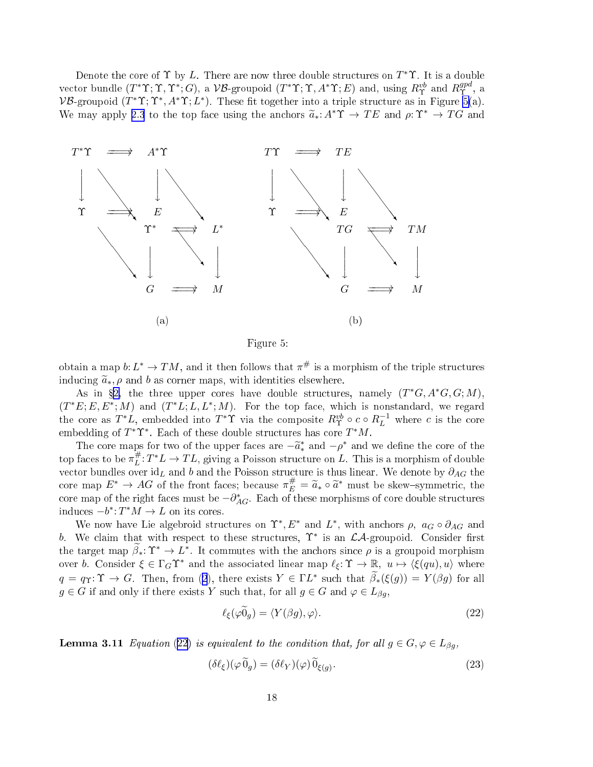Denote the core of $\Upsilon$ by $L$. There are now three double structures on $T^*\Upsilon$. It is a double vector bundle $(T^*\Upsilon; \Upsilon, \Upsilon^*; G)$, a $\mathcal{VB}$-groupoid $(T^*\Upsilon; \Upsilon, A^*\Upsilon; E)$ and, using $R^{vb}_\Upsilon$ and $R^{gpd}_\Upsilon$, a $\mathcal{VB}$-groupoid $(T^*\Upsilon; \Upsilon^*, A^*\Upsilon; L^*)$. These fit together into a triple structure as in Figure 5(a). We may apply 2.3 to the top face using the anchors $\widetilde{a}_*: A^*\Upsilon \to TE$ and $\rho: \Upsilon^* \to TG$ and

Figure 5:

obtain a map $b: L^* \to TM$, and it then follows that $\pi^\#$ is a morphism of the triple structures inducing $\widetilde{a}_*, \rho$ and $b$ as corner maps, with identities elsewhere.

As in §2, the three upper cores have double structures, namely $(T^*G, A^*G, G; M)$, $(T^*E; E, E^*; M)$ and $(T^*L; L, L^*; M)$. For the top face, which is nonstandard, we regard the core as $T^*L$, embedded into $T^*\Upsilon$ via the composite $R^{vb}_\Upsilon \circ c \circ R^{-1}_L$ where $c$ is the core embedding of $T^*\Upsilon^*$. Each of these double structures has core $T^*M$.

The core maps for two of the upper faces are $-\widetilde{a}^*_*$ and $-\rho^*$ and we define the core of the top faces to be $\pi^\#_L: T^*L \to TL$, giving a Poisson structure on $L$. This is a morphism of double vector bundles over $\mathrm{id}_L$ and $b$ and the Poisson structure is thus linear. We denote by $\partial_{AG}$ the core map $E^* \to AG$ of the front faces; because $\pi^\#_E = \widetilde{a}_* \circ \widetilde{a}^*$ must be skew–symmetric, the core map of the right faces must be $-\partial^*_{AG}$. Each of these morphisms of core double structures induces $-b^*: T^*M \to L$ on its cores.

We now have Lie algebroid structures on $\Upsilon^*, E^*$ and $L^*$, with anchors $\rho$, $a_G \circ \partial_{AG}$ and $b$. We claim that with respect to these structures, $\Upsilon^*$ is an $\mathcal{LA}$-groupoid. Consider first the target map $\widetilde{\beta}_*: \Upsilon^* \to L^*$. It commutes with the anchors since $\rho$ is a groupoid morphism over $b$. Consider $\xi \in \Gamma_G\Upsilon^*$ and the associated linear map $\ell_\xi: \Upsilon \to \mathbb{R}$, $u \mapsto \langle \xi(qu), u\rangle$ where $q = q_\Upsilon: \Upsilon \to G$. Then, from (2), there exists $Y \in \Gamma L^*$ such that $\widetilde{\beta}_*(\xi(g)) = Y(\beta g)$ for all $g \in G$ if and only if there exists $Y$ such that, for all $g \in G$ and $\varphi \in L_{\beta g}$,

$$\ell_\xi(\varphi \widetilde{0}_g) = \langle Y(\beta g), \varphi\rangle. \tag{22}$$

**Lemma 3.11** *Equation (22) is equivalent to the condition that, for all $g \in G, \varphi \in L_{\beta g}$,*

$$(\delta\ell_\xi)(\varphi\,\widetilde{0}_g) = (\delta\ell_Y)(\varphi)\,\widetilde{0}_{\xi(g)}. \tag{23}$$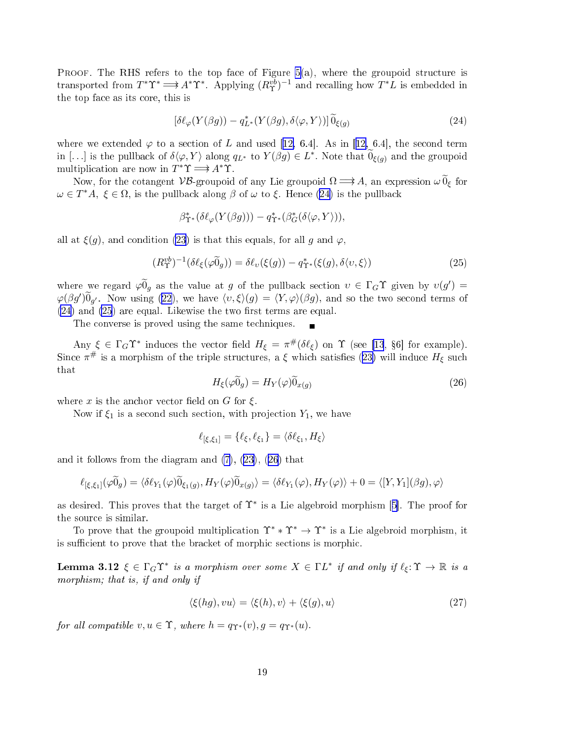PROOF. The RHS refers to the top face of Figure 5(a), where the groupoid structure is transported from $T^*\Upsilon^* \rightrightarrows A^*\Upsilon^*$. Applying $(R^{vb}_\Upsilon)^{-1}$ and recalling how $T^*L$ is embedded in the top face as its core, this is

$$[\delta\ell_\varphi(Y(\beta g)) - q^*_{L^*}(Y(\beta g), \delta\langle\varphi, Y\rangle)]\,\widetilde{0}_{\xi(g)} \tag{24}$$

where we extended $\varphi$ to a section of $L$ and used [12, 6.4]. As in [12, 6.4], the second term in $[\ldots]$ is the pullback of $\delta\langle\varphi, Y\rangle$ along $q_{L^*}$ to $Y(\beta g) \in L^*$. Note that $\widetilde{0}_{\xi(g)}$ and the groupoid multiplication are now in $T^*\Upsilon \rightrightarrows A^*\Upsilon$.

Now, for the cotangent $\mathcal{VB}$-groupoid of any Lie groupoid $\Omega \rightrightarrows A$, an expression $\omega\,\widetilde{0}_\xi$ for $\omega \in T^*A,\ \xi \in \Omega$, is the pullback along $\beta$ of $\omega$ to $\xi$. Hence (24) is the pullback

$$\beta^*_{\Upsilon^*}(\delta\ell_\varphi(Y(\beta g))) - q^*_{\Upsilon^*}(\beta^*_G(\delta\langle\varphi, Y\rangle)),$$

all at $\xi(g)$, and condition (23) is that this equals, for all $g$ and $\varphi$,

$$(R^{vb}_\Upsilon)^{-1}(\delta\ell_\xi(\varphi\widetilde{0}_g)) = \delta\ell_\upsilon(\xi(g)) - q^*_{\Upsilon^*}(\xi(g), \delta\langle\upsilon, \xi\rangle) \tag{25}$$

where we regard $\varphi\widetilde{0}_g$ as the value at $g$ of the pullback section $\upsilon \in \Gamma_G\Upsilon$ given by $\upsilon(g') = \varphi(\beta g')\widetilde{0}_{g'}$. Now using (22), we have $\langle\upsilon, \xi\rangle(g) = \langle Y, \varphi\rangle(\beta g)$, and so the two second terms of (24) and (25) are equal. Likewise the two first terms are equal.

The converse is proved using the same techniques. ∎

Any $\xi \in \Gamma_G\Upsilon^*$ induces the vector field $H_\xi = \pi^{\#}(\delta\ell_\xi)$ on $\Upsilon$ (see [13, §6] for example). Since $\pi^{\#}$ is a morphism of the triple structures, a $\xi$ which satisfies (23) will induce $H_\xi$ such that

$$H_\xi(\varphi\widetilde{0}_g) = H_Y(\varphi)\widetilde{0}_{x(g)} \tag{26}$$

where $x$ is the anchor vector field on $G$ for $\xi$.

Now if $\xi_1$ is a second such section, with projection $Y_1$, we have

$$\ell_{[\xi,\xi_1]} = \{\ell_\xi, \ell_{\xi_1}\} = \langle\delta\ell_{\xi_1}, H_\xi\rangle$$

and it follows from the diagram and (7), (23), (26) that

$$\ell_{[\xi,\xi_1]}(\varphi\widetilde{0}_g) = \langle\delta\ell_{Y_1}(\varphi)\widetilde{0}_{\xi_1(g)}, H_Y(\varphi)\widetilde{0}_{x(g)}\rangle = \langle\delta\ell_{Y_1}(\varphi), H_Y(\varphi)\rangle + 0 = \langle[Y, Y_1](\beta g), \varphi\rangle$$

as desired. This proves that the target of $\Upsilon^*$ is a Lie algebroid morphism [5]. The proof for the source is similar.

To prove that the groupoid multiplication $\Upsilon^* * \Upsilon^* \to \Upsilon^*$ is a Lie algebroid morphism, it is sufficient to prove that the bracket of morphic sections is morphic.

**Lemma 3.12** *$\xi \in \Gamma_G\Upsilon^*$ is a morphism over some $X \in \Gamma L^*$ if and only if $\ell_\xi\colon \Upsilon \to \mathbb{R}$ is a morphism; that is, if and only if*

$$\langle\xi(hg), vu\rangle = \langle\xi(h), v\rangle + \langle\xi(g), u\rangle \tag{27}$$

*for all compatible $v, u \in \Upsilon$, where $h = q_{\Upsilon^*}(v), g = q_{\Upsilon^*}(u)$.*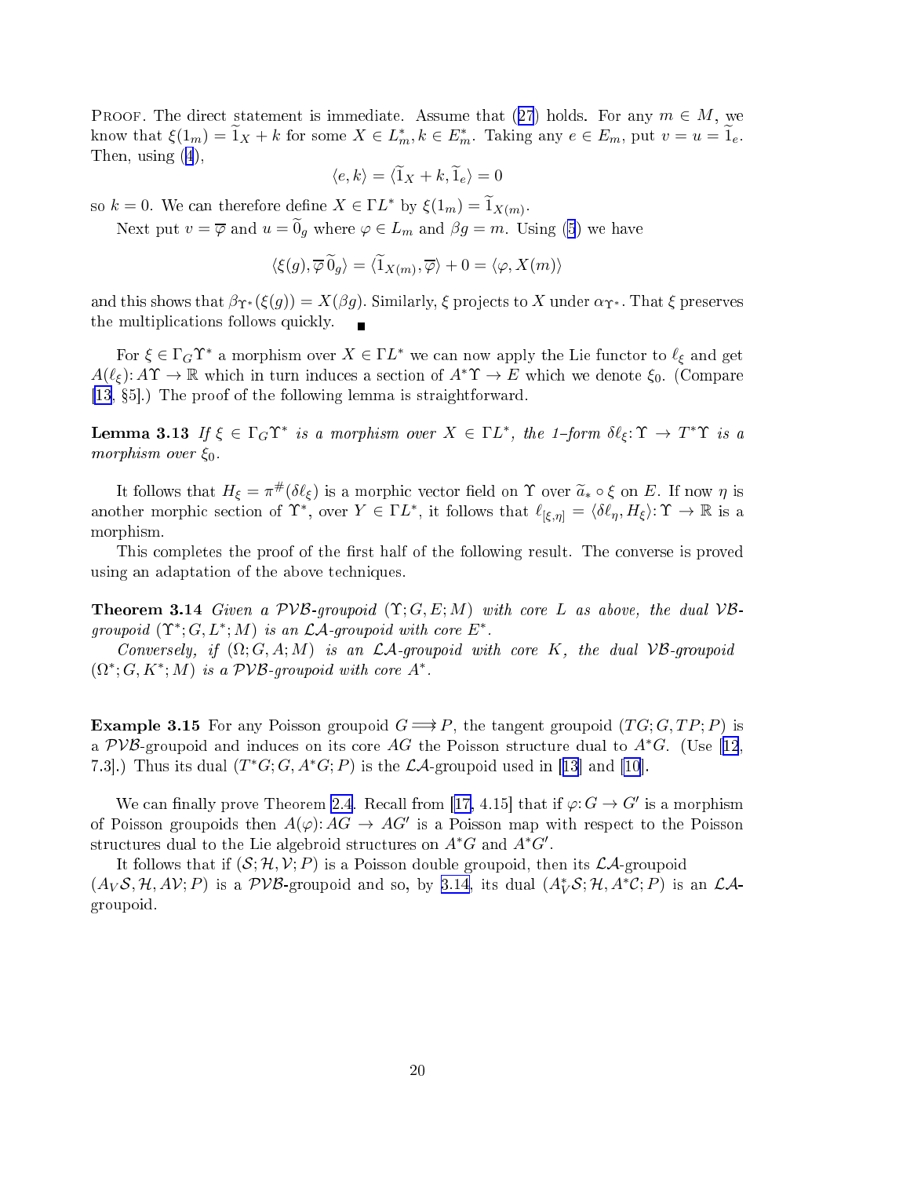PROOF. The direct statement is immediate. Assume that (27) holds. For any $m \in M$, we know that $\xi(1_m) = \widetilde{1}_X + k$ for some $X \in L^*_m, k \in E^*_m$. Taking any $e \in E_m$, put $v = u = \widetilde{1}_e$. Then, using (4),

$$\langle e, k\rangle = \langle \widetilde{1}_X + k, \widetilde{1}_e\rangle = 0$$

so $k = 0$. We can therefore define $X \in \Gamma L^*$ by $\xi(1_m) = \widetilde{1}_{X(m)}$.

Next put $v = \overline{\varphi}$ and $u = \widetilde{0}_g$ where $\varphi \in L_m$ and $\beta g = m$. Using (5) we have

$$\langle \xi(g), \overline{\varphi}\,\widetilde{0}_g\rangle = \langle \widetilde{1}_{X(m)}, \overline{\varphi}\rangle + 0 = \langle \varphi, X(m)\rangle$$

and this shows that $\beta_{\Upsilon^*}(\xi(g)) = X(\beta g)$. Similarly, $\xi$ projects to $X$ under $\alpha_{\Upsilon^*}$. That $\xi$ preserves the multiplications follows quickly. ∎

For $\xi \in \Gamma_G\Upsilon^*$ a morphism over $X \in \Gamma L^*$ we can now apply the Lie functor to $\ell_\xi$ and get $A(\ell_\xi): A\Upsilon \to \mathbb{R}$ which in turn induces a section of $A^*\Upsilon \to E$ which we denote $\xi_0$. (Compare [13, §5].) The proof of the following lemma is straightforward.

**Lemma 3.13** *If $\xi \in \Gamma_G\Upsilon^*$ is a morphism over $X \in \Gamma L^*$, the 1-form $\delta\ell_\xi: \Upsilon \to T^*\Upsilon$ is a morphism over $\xi_0$.*

It follows that $H_\xi = \pi^\#(\delta\ell_\xi)$ is a morphic vector field on $\Upsilon$ over $\widetilde{a}_* \circ \xi$ on $E$. If now $\eta$ is another morphic section of $\Upsilon^*$, over $Y \in \Gamma L^*$, it follows that $\ell_{[\xi,\eta]} = \langle \delta\ell_\eta, H_\xi\rangle: \Upsilon \to \mathbb{R}$ is a morphism.

This completes the proof of the first half of the following result. The converse is proved using an adaptation of the above techniques.

**Theorem 3.14** *Given a $\mathcal{PVB}$-groupoid $(\Upsilon; G, E; M)$ with core $L$ as above, the dual $\mathcal{VB}$-groupoid $(\Upsilon^*; G, L^*; M)$ is an $\mathcal{LA}$-groupoid with core $E^*$.*

*Conversely, if $(\Omega; G, A; M)$ is an $\mathcal{LA}$-groupoid with core $K$, the dual $\mathcal{VB}$-groupoid $(\Omega^*; G, K^*; M)$ is a $\mathcal{PVB}$-groupoid with core $A^*$.*

**Example 3.15** For any Poisson groupoid $G \Longrightarrow P$, the tangent groupoid $(TG; G, TP; P)$ is a $\mathcal{PVB}$-groupoid and induces on its core $AG$ the Poisson structure dual to $A^*G$. (Use [12, 7.3].) Thus its dual $(T^*G; G, A^*G; P)$ is the $\mathcal{LA}$-groupoid used in [13] and [10].

We can finally prove Theorem 2.4. Recall from [17, 4.15] that if $\varphi: G \to G'$ is a morphism of Poisson groupoids then $A(\varphi): AG \to AG'$ is a Poisson map with respect to the Poisson structures dual to the Lie algebroid structures on $A^*G$ and $A^*G'$.

It follows that if $(\mathcal{S}; \mathcal{H}, \mathcal{V}; P)$ is a Poisson double groupoid, then its $\mathcal{LA}$-groupoid $(A_V\mathcal{S}, \mathcal{H}, A\mathcal{V}; P)$ is a $\mathcal{PVB}$-groupoid and so, by 3.14, its dual $(A^*_V\mathcal{S}; \mathcal{H}, A^*\mathcal{C}; P)$ is an $\mathcal{LA}$-groupoid.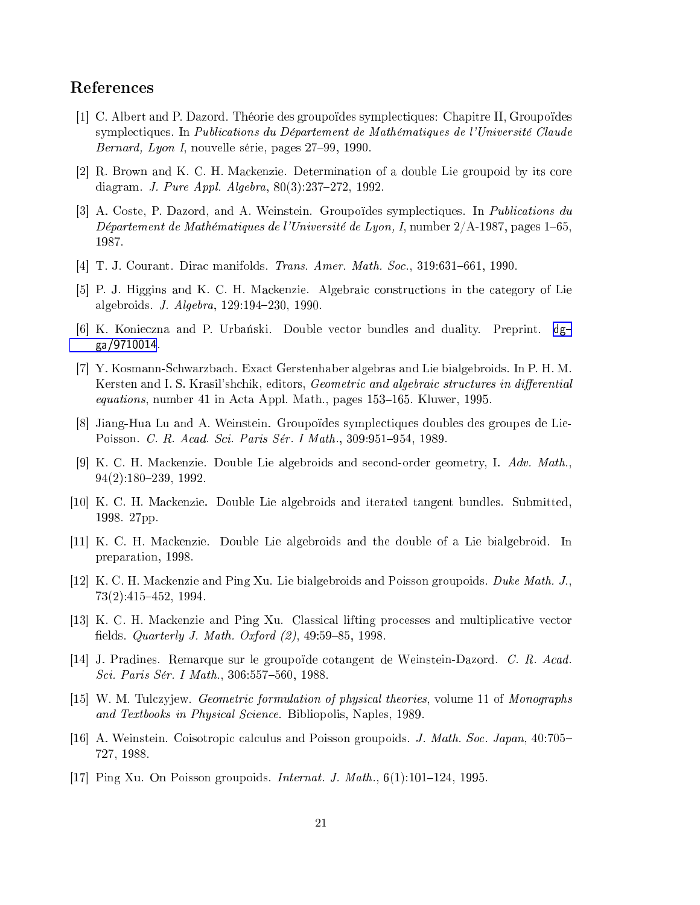## References

[1] C. Albert and P. Dazord. Théorie des groupoïdes symplectiques: Chapitre II, Groupoïdes symplectiques. In *Publications du Département de Mathématiques de l'Université Claude Bernard, Lyon I*, nouvelle série, pages 27–99, 1990.

[2] R. Brown and K. C. H. Mackenzie. Determination of a double Lie groupoid by its core diagram. *J. Pure Appl. Algebra*, 80(3):237–272, 1992.

[3] A. Coste, P. Dazord, and A. Weinstein. Groupoïdes symplectiques. In *Publications du Département de Mathématiques de l'Université de Lyon, I*, number 2/A-1987, pages 1–65, 1987.

[4] T. J. Courant. Dirac manifolds. *Trans. Amer. Math. Soc.*, 319:631–661, 1990.

[5] P. J. Higgins and K. C. H. Mackenzie. Algebraic constructions in the category of Lie algebroids. *J. Algebra*, 129:194–230, 1990.

[6] K. Konieczna and P. Urbański. Double vector bundles and duality. Preprint. dg–ga/9710014.

[7] Y. Kosmann-Schwarzbach. Exact Gerstenhaber algebras and Lie bialgebroids. In P. H. M. Kersten and I. S. Krasil'shchik, editors, *Geometric and algebraic structures in differential equations*, number 41 in Acta Appl. Math., pages 153–165. Kluwer, 1995.

[8] Jiang-Hua Lu and A. Weinstein. Groupoïdes symplectiques doubles des groupes de Lie-Poisson. *C. R. Acad. Sci. Paris Sér. I Math.*, 309:951–954, 1989.

[9] K. C. H. Mackenzie. Double Lie algebroids and second-order geometry, I. *Adv. Math.*, 94(2):180–239, 1992.

[10] K. C. H. Mackenzie. Double Lie algebroids and iterated tangent bundles. Submitted, 1998. 27pp.

[11] K. C. H. Mackenzie. Double Lie algebroids and the double of a Lie bialgebroid. In preparation, 1998.

[12] K. C. H. Mackenzie and Ping Xu. Lie bialgebroids and Poisson groupoids. *Duke Math. J.*, 73(2):415–452, 1994.

[13] K. C. H. Mackenzie and Ping Xu. Classical lifting processes and multiplicative vector fields. *Quarterly J. Math. Oxford (2)*, 49:59–85, 1998.

[14] J. Pradines. Remarque sur le groupoïde cotangent de Weinstein-Dazord. *C. R. Acad. Sci. Paris Sér. I Math.*, 306:557–560, 1988.

[15] W. M. Tulczyjew. *Geometric formulation of physical theories*, volume 11 of *Monographs and Textbooks in Physical Science*. Bibliopolis, Naples, 1989.

[16] A. Weinstein. Coisotropic calculus and Poisson groupoids. *J. Math. Soc. Japan*, 40:705–727, 1988.

[17] Ping Xu. On Poisson groupoids. *Internat. J. Math.*, 6(1):101–124, 1995.